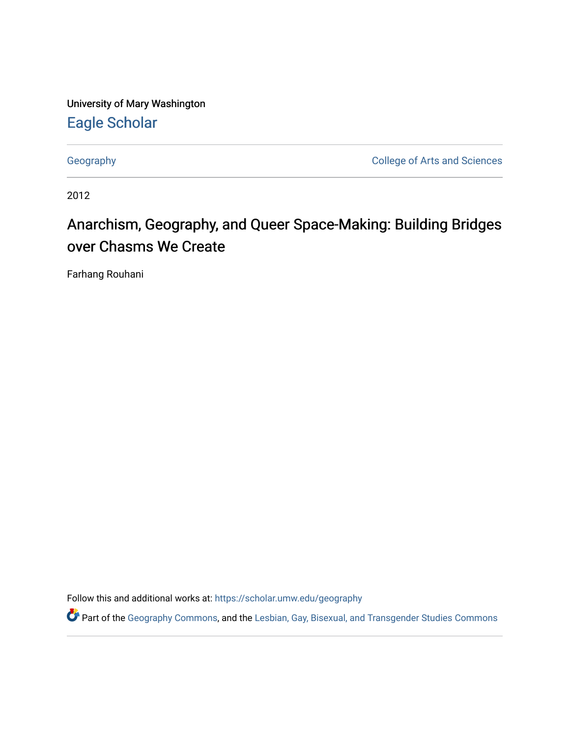University of Mary Washington

**Eagle Scholar**

Geography | College of Arts and Sciences

2012

# Anarchism, Geography, and Queer Space-Making: Building Bridges over Chasms We Create

Farhang Rouhani

Follow this and additional works at: https://scholar.umw.edu/geography

Part of the Geography Commons, and the Lesbian, Gay, Bisexual, and Transgender Studies Commons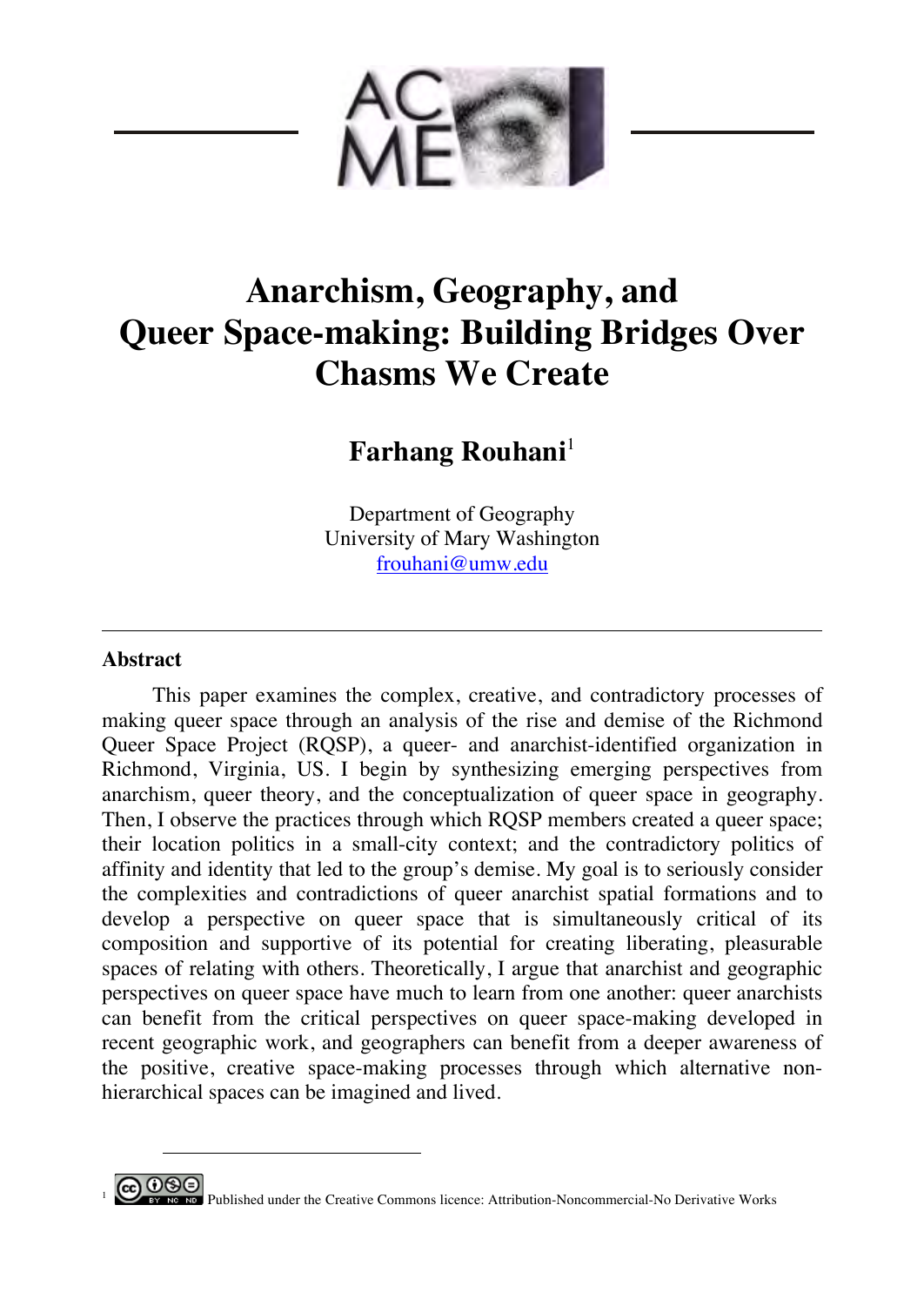# Anarchism, Geography, and Queer Space-making: Building Bridges Over Chasms We Create

**Farhang Rouhani**[1]

Department of Geography  
University of Mary Washington  
frouhani@umw.edu

---

## Abstract

This paper examines the complex, creative, and contradictory processes of making queer space through an analysis of the rise and demise of the Richmond Queer Space Project (RQSP), a queer- and anarchist-identified organization in Richmond, Virginia, US. I begin by synthesizing emerging perspectives from anarchism, queer theory, and the conceptualization of queer space in geography. Then, I observe the practices through which RQSP members created a queer space; their location politics in a small-city context; and the contradictory politics of affinity and identity that led to the group's demise. My goal is to seriously consider the complexities and contradictions of queer anarchist spatial formations and to develop a perspective on queer space that is simultaneously critical of its composition and supportive of its potential for creating liberating, pleasurable spaces of relating with others. Theoretically, I argue that anarchist and geographic perspectives on queer space have much to learn from one another: queer anarchists can benefit from the critical perspectives on queer space-making developed in recent geographic work, and geographers can benefit from a deeper awareness of the positive, creative space-making processes through which alternative non-hierarchical spaces can be imagined and lived.

---

[1] Published under the Creative Commons licence: Attribution-Noncommercial-No Derivative Works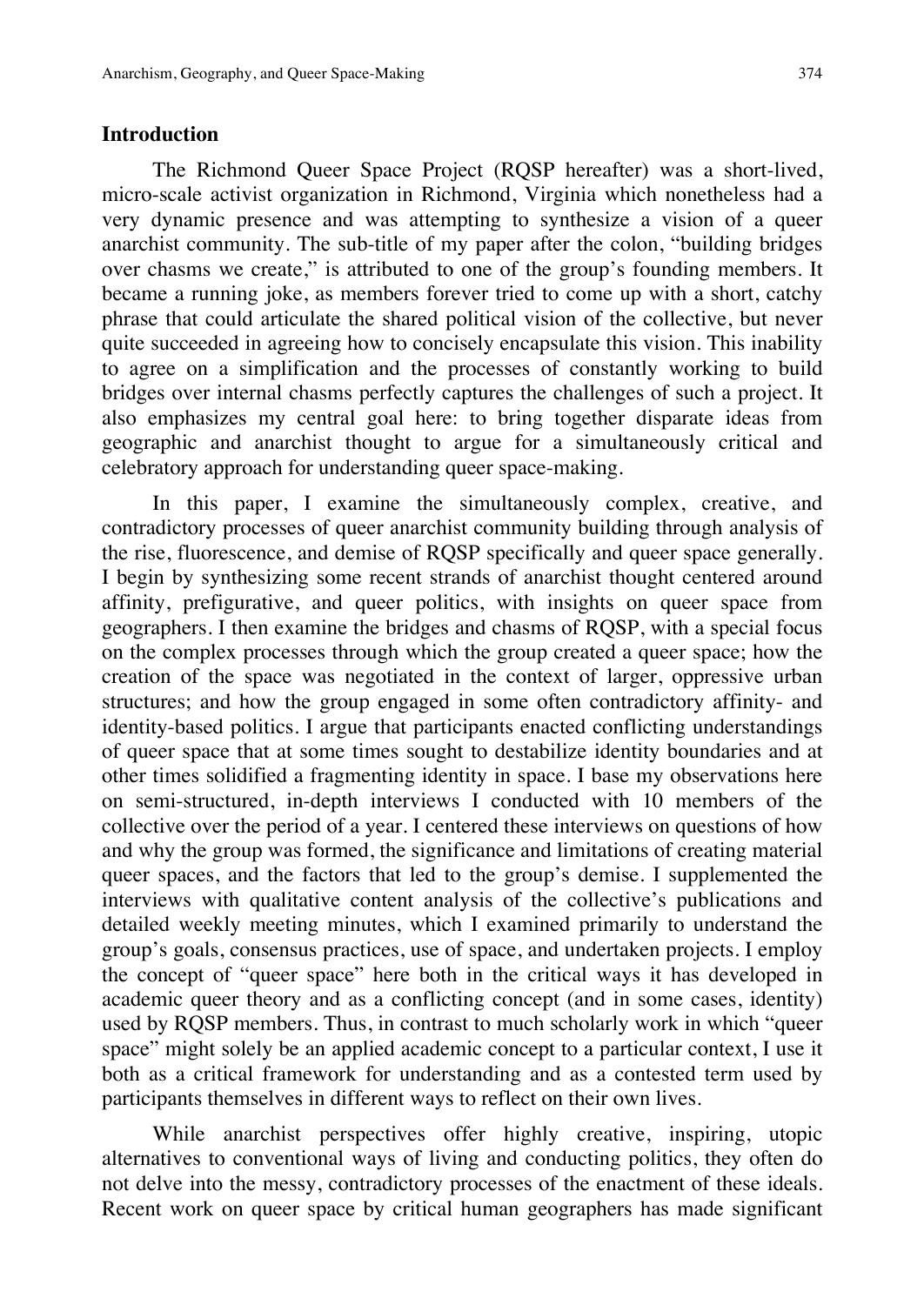## Introduction

The Richmond Queer Space Project (RQSP hereafter) was a short-lived, micro-scale activist organization in Richmond, Virginia which nonetheless had a very dynamic presence and was attempting to synthesize a vision of a queer anarchist community. The sub-title of my paper after the colon, "building bridges over chasms we create," is attributed to one of the group's founding members. It became a running joke, as members forever tried to come up with a short, catchy phrase that could articulate the shared political vision of the collective, but never quite succeeded in agreeing how to concisely encapsulate this vision. This inability to agree on a simplification and the processes of constantly working to build bridges over internal chasms perfectly captures the challenges of such a project. It also emphasizes my central goal here: to bring together disparate ideas from geographic and anarchist thought to argue for a simultaneously critical and celebratory approach for understanding queer space-making.

In this paper, I examine the simultaneously complex, creative, and contradictory processes of queer anarchist community building through analysis of the rise, fluorescence, and demise of RQSP specifically and queer space generally. I begin by synthesizing some recent strands of anarchist thought centered around affinity, prefigurative, and queer politics, with insights on queer space from geographers. I then examine the bridges and chasms of RQSP, with a special focus on the complex processes through which the group created a queer space; how the creation of the space was negotiated in the context of larger, oppressive urban structures; and how the group engaged in some often contradictory affinity- and identity-based politics. I argue that participants enacted conflicting understandings of queer space that at some times sought to destabilize identity boundaries and at other times solidified a fragmenting identity in space. I base my observations here on semi-structured, in-depth interviews I conducted with 10 members of the collective over the period of a year. I centered these interviews on questions of how and why the group was formed, the significance and limitations of creating material queer spaces, and the factors that led to the group's demise. I supplemented the interviews with qualitative content analysis of the collective's publications and detailed weekly meeting minutes, which I examined primarily to understand the group's goals, consensus practices, use of space, and undertaken projects. I employ the concept of "queer space" here both in the critical ways it has developed in academic queer theory and as a conflicting concept (and in some cases, identity) used by RQSP members. Thus, in contrast to much scholarly work in which "queer space" might solely be an applied academic concept to a particular context, I use it both as a critical framework for understanding and as a contested term used by participants themselves in different ways to reflect on their own lives.

While anarchist perspectives offer highly creative, inspiring, utopic alternatives to conventional ways of living and conducting politics, they often do not delve into the messy, contradictory processes of the enactment of these ideals. Recent work on queer space by critical human geographers has made significant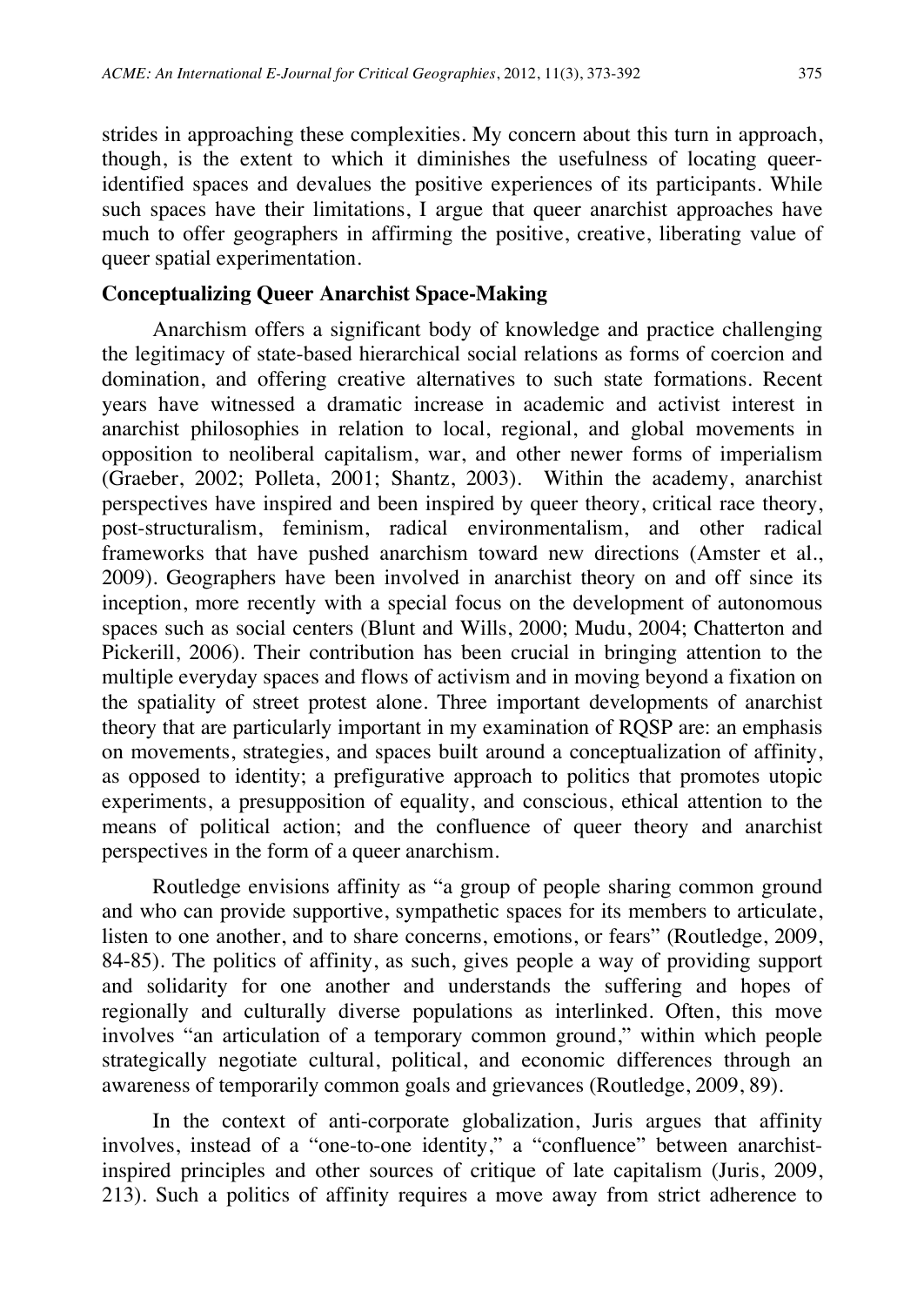strides in approaching these complexities. My concern about this turn in approach, though, is the extent to which it diminishes the usefulness of locating queer-identified spaces and devalues the positive experiences of its participants. While such spaces have their limitations, I argue that queer anarchist approaches have much to offer geographers in affirming the positive, creative, liberating value of queer spatial experimentation.

## Conceptualizing Queer Anarchist Space-Making

Anarchism offers a significant body of knowledge and practice challenging the legitimacy of state-based hierarchical social relations as forms of coercion and domination, and offering creative alternatives to such state formations. Recent years have witnessed a dramatic increase in academic and activist interest in anarchist philosophies in relation to local, regional, and global movements in opposition to neoliberal capitalism, war, and other newer forms of imperialism (Graeber, 2002; Polleta, 2001; Shantz, 2003). Within the academy, anarchist perspectives have inspired and been inspired by queer theory, critical race theory, post-structuralism, feminism, radical environmentalism, and other radical frameworks that have pushed anarchism toward new directions (Amster et al., 2009). Geographers have been involved in anarchist theory on and off since its inception, more recently with a special focus on the development of autonomous spaces such as social centers (Blunt and Wills, 2000; Mudu, 2004; Chatterton and Pickerill, 2006). Their contribution has been crucial in bringing attention to the multiple everyday spaces and flows of activism and in moving beyond a fixation on the spatiality of street protest alone. Three important developments of anarchist theory that are particularly important in my examination of RQSP are: an emphasis on movements, strategies, and spaces built around a conceptualization of affinity, as opposed to identity; a prefigurative approach to politics that promotes utopic experiments, a presupposition of equality, and conscious, ethical attention to the means of political action; and the confluence of queer theory and anarchist perspectives in the form of a queer anarchism.

Routledge envisions affinity as "a group of people sharing common ground and who can provide supportive, sympathetic spaces for its members to articulate, listen to one another, and to share concerns, emotions, or fears" (Routledge, 2009, 84-85). The politics of affinity, as such, gives people a way of providing support and solidarity for one another and understands the suffering and hopes of regionally and culturally diverse populations as interlinked. Often, this move involves "an articulation of a temporary common ground," within which people strategically negotiate cultural, political, and economic differences through an awareness of temporarily common goals and grievances (Routledge, 2009, 89).

In the context of anti-corporate globalization, Juris argues that affinity involves, instead of a "one-to-one identity," a "confluence" between anarchist-inspired principles and other sources of critique of late capitalism (Juris, 2009, 213). Such a politics of affinity requires a move away from strict adherence to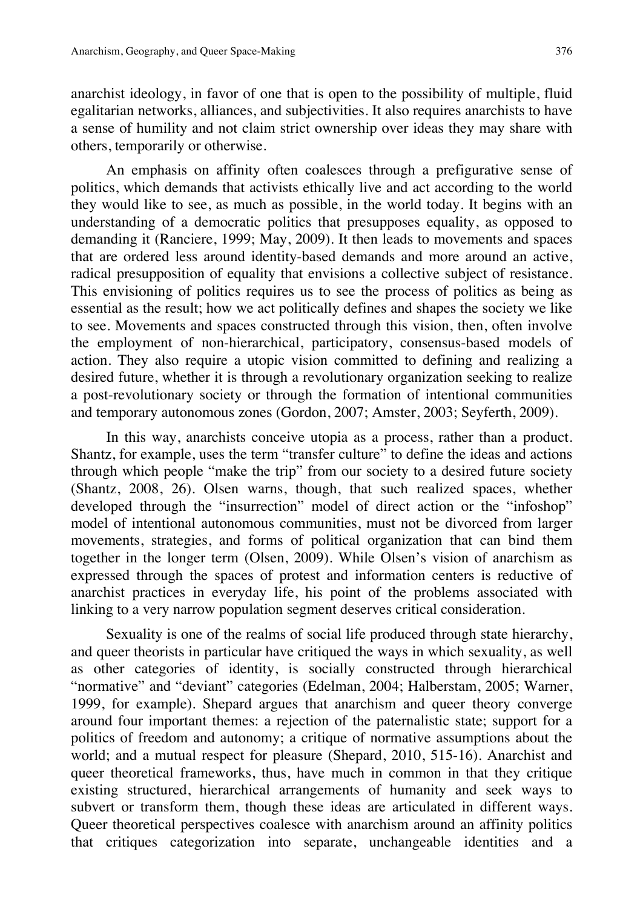anarchist ideology, in favor of one that is open to the possibility of multiple, fluid egalitarian networks, alliances, and subjectivities. It also requires anarchists to have a sense of humility and not claim strict ownership over ideas they may share with others, temporarily or otherwise.

An emphasis on affinity often coalesces through a prefigurative sense of politics, which demands that activists ethically live and act according to the world they would like to see, as much as possible, in the world today. It begins with an understanding of a democratic politics that presupposes equality, as opposed to demanding it (Ranciere, 1999; May, 2009). It then leads to movements and spaces that are ordered less around identity-based demands and more around an active, radical presupposition of equality that envisions a collective subject of resistance. This envisioning of politics requires us to see the process of politics as being as essential as the result; how we act politically defines and shapes the society we like to see. Movements and spaces constructed through this vision, then, often involve the employment of non-hierarchical, participatory, consensus-based models of action. They also require a utopic vision committed to defining and realizing a desired future, whether it is through a revolutionary organization seeking to realize a post-revolutionary society or through the formation of intentional communities and temporary autonomous zones (Gordon, 2007; Amster, 2003; Seyferth, 2009).

In this way, anarchists conceive utopia as a process, rather than a product. Shantz, for example, uses the term "transfer culture" to define the ideas and actions through which people "make the trip" from our society to a desired future society (Shantz, 2008, 26). Olsen warns, though, that such realized spaces, whether developed through the "insurrection" model of direct action or the "infoshop" model of intentional autonomous communities, must not be divorced from larger movements, strategies, and forms of political organization that can bind them together in the longer term (Olsen, 2009). While Olsen's vision of anarchism as expressed through the spaces of protest and information centers is reductive of anarchist practices in everyday life, his point of the problems associated with linking to a very narrow population segment deserves critical consideration.

Sexuality is one of the realms of social life produced through state hierarchy, and queer theorists in particular have critiqued the ways in which sexuality, as well as other categories of identity, is socially constructed through hierarchical "normative" and "deviant" categories (Edelman, 2004; Halberstam, 2005; Warner, 1999, for example). Shepard argues that anarchism and queer theory converge around four important themes: a rejection of the paternalistic state; support for a politics of freedom and autonomy; a critique of normative assumptions about the world; and a mutual respect for pleasure (Shepard, 2010, 515-16). Anarchist and queer theoretical frameworks, thus, have much in common in that they critique existing structured, hierarchical arrangements of humanity and seek ways to subvert or transform them, though these ideas are articulated in different ways. Queer theoretical perspectives coalesce with anarchism around an affinity politics that critiques categorization into separate, unchangeable identities and a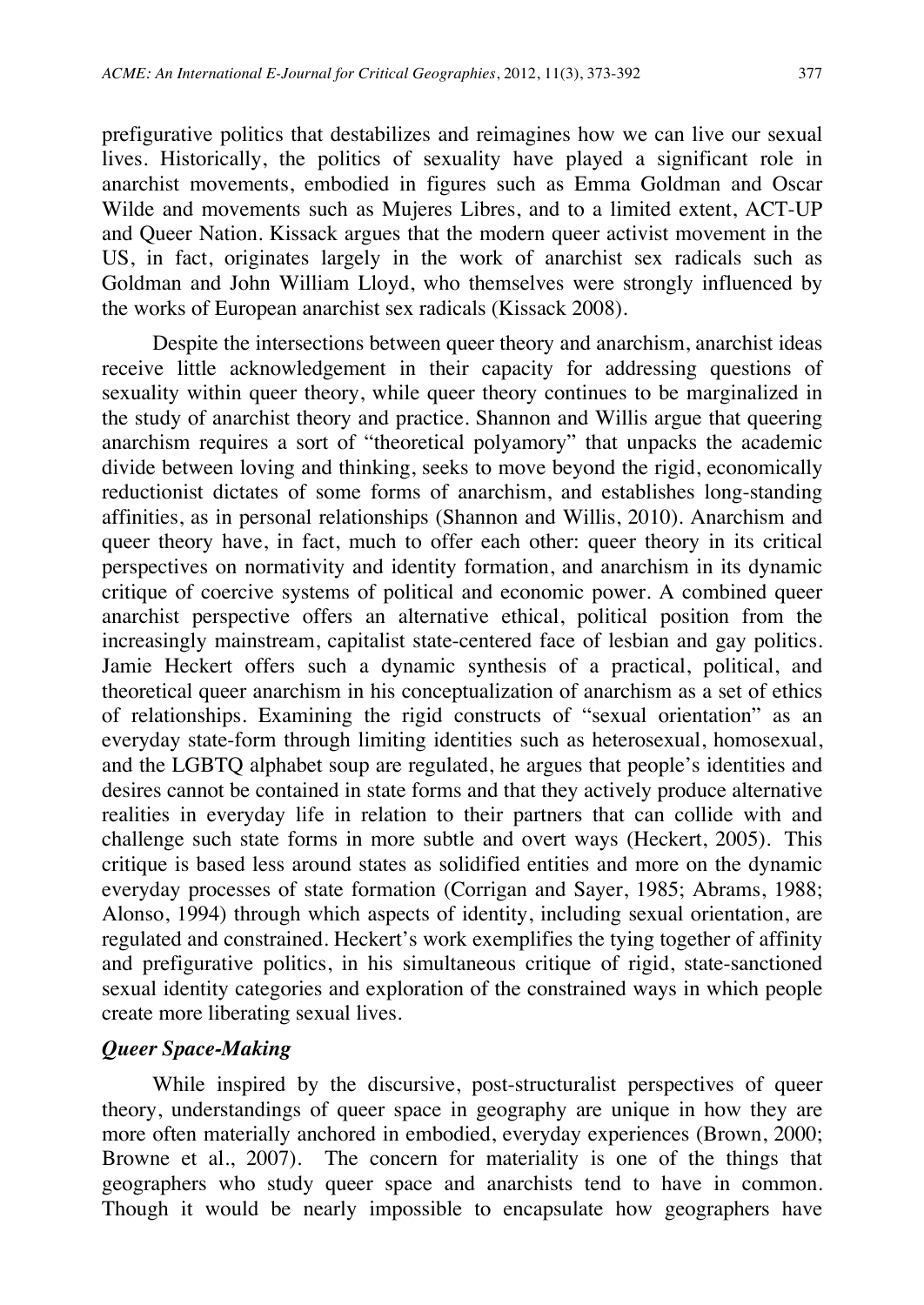prefigurative politics that destabilizes and reimagines how we can live our sexual lives. Historically, the politics of sexuality have played a significant role in anarchist movements, embodied in figures such as Emma Goldman and Oscar Wilde and movements such as Mujeres Libres, and to a limited extent, ACT-UP and Queer Nation. Kissack argues that the modern queer activist movement in the US, in fact, originates largely in the work of anarchist sex radicals such as Goldman and John William Lloyd, who themselves were strongly influenced by the works of European anarchist sex radicals (Kissack 2008).

Despite the intersections between queer theory and anarchism, anarchist ideas receive little acknowledgement in their capacity for addressing questions of sexuality within queer theory, while queer theory continues to be marginalized in the study of anarchist theory and practice. Shannon and Willis argue that queering anarchism requires a sort of "theoretical polyamory" that unpacks the academic divide between loving and thinking, seeks to move beyond the rigid, economically reductionist dictates of some forms of anarchism, and establishes long-standing affinities, as in personal relationships (Shannon and Willis, 2010). Anarchism and queer theory have, in fact, much to offer each other: queer theory in its critical perspectives on normativity and identity formation, and anarchism in its dynamic critique of coercive systems of political and economic power. A combined queer anarchist perspective offers an alternative ethical, political position from the increasingly mainstream, capitalist state-centered face of lesbian and gay politics. Jamie Heckert offers such a dynamic synthesis of a practical, political, and theoretical queer anarchism in his conceptualization of anarchism as a set of ethics of relationships. Examining the rigid constructs of "sexual orientation" as an everyday state-form through limiting identities such as heterosexual, homosexual, and the LGBTQ alphabet soup are regulated, he argues that people's identities and desires cannot be contained in state forms and that they actively produce alternative realities in everyday life in relation to their partners that can collide with and challenge such state forms in more subtle and overt ways (Heckert, 2005). This critique is based less around states as solidified entities and more on the dynamic everyday processes of state formation (Corrigan and Sayer, 1985; Abrams, 1988; Alonso, 1994) through which aspects of identity, including sexual orientation, are regulated and constrained. Heckert's work exemplifies the tying together of affinity and prefigurative politics, in his simultaneous critique of rigid, state-sanctioned sexual identity categories and exploration of the constrained ways in which people create more liberating sexual lives.

### *Queer Space-Making*

While inspired by the discursive, post-structuralist perspectives of queer theory, understandings of queer space in geography are unique in how they are more often materially anchored in embodied, everyday experiences (Brown, 2000; Browne et al., 2007). The concern for materiality is one of the things that geographers who study queer space and anarchists tend to have in common. Though it would be nearly impossible to encapsulate how geographers have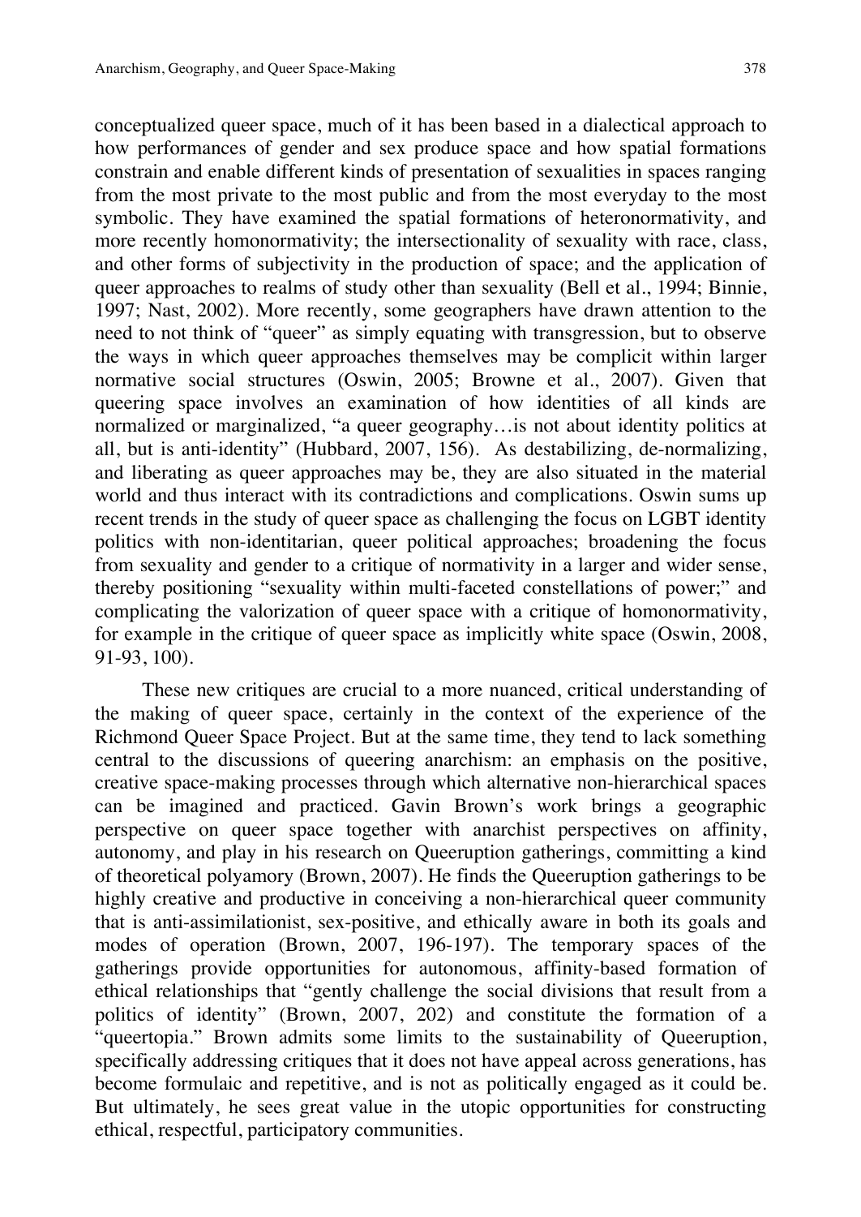conceptualized queer space, much of it has been based in a dialectical approach to how performances of gender and sex produce space and how spatial formations constrain and enable different kinds of presentation of sexualities in spaces ranging from the most private to the most public and from the most everyday to the most symbolic. They have examined the spatial formations of heteronormativity, and more recently homonormativity; the intersectionality of sexuality with race, class, and other forms of subjectivity in the production of space; and the application of queer approaches to realms of study other than sexuality (Bell et al., 1994; Binnie, 1997; Nast, 2002). More recently, some geographers have drawn attention to the need to not think of "queer" as simply equating with transgression, but to observe the ways in which queer approaches themselves may be complicit within larger normative social structures (Oswin, 2005; Browne et al., 2007). Given that queering space involves an examination of how identities of all kinds are normalized or marginalized, "a queer geography…is not about identity politics at all, but is anti-identity" (Hubbard, 2007, 156). As destabilizing, de-normalizing, and liberating as queer approaches may be, they are also situated in the material world and thus interact with its contradictions and complications. Oswin sums up recent trends in the study of queer space as challenging the focus on LGBT identity politics with non-identitarian, queer political approaches; broadening the focus from sexuality and gender to a critique of normativity in a larger and wider sense, thereby positioning "sexuality within multi-faceted constellations of power;" and complicating the valorization of queer space with a critique of homonormativity, for example in the critique of queer space as implicitly white space (Oswin, 2008, 91-93, 100).

These new critiques are crucial to a more nuanced, critical understanding of the making of queer space, certainly in the context of the experience of the Richmond Queer Space Project. But at the same time, they tend to lack something central to the discussions of queering anarchism: an emphasis on the positive, creative space-making processes through which alternative non-hierarchical spaces can be imagined and practiced. Gavin Brown's work brings a geographic perspective on queer space together with anarchist perspectives on affinity, autonomy, and play in his research on Queeruption gatherings, committing a kind of theoretical polyamory (Brown, 2007). He finds the Queeruption gatherings to be highly creative and productive in conceiving a non-hierarchical queer community that is anti-assimilationist, sex-positive, and ethically aware in both its goals and modes of operation (Brown, 2007, 196-197). The temporary spaces of the gatherings provide opportunities for autonomous, affinity-based formation of ethical relationships that "gently challenge the social divisions that result from a politics of identity" (Brown, 2007, 202) and constitute the formation of a "queertopia." Brown admits some limits to the sustainability of Queeruption, specifically addressing critiques that it does not have appeal across generations, has become formulaic and repetitive, and is not as politically engaged as it could be. But ultimately, he sees great value in the utopic opportunities for constructing ethical, respectful, participatory communities.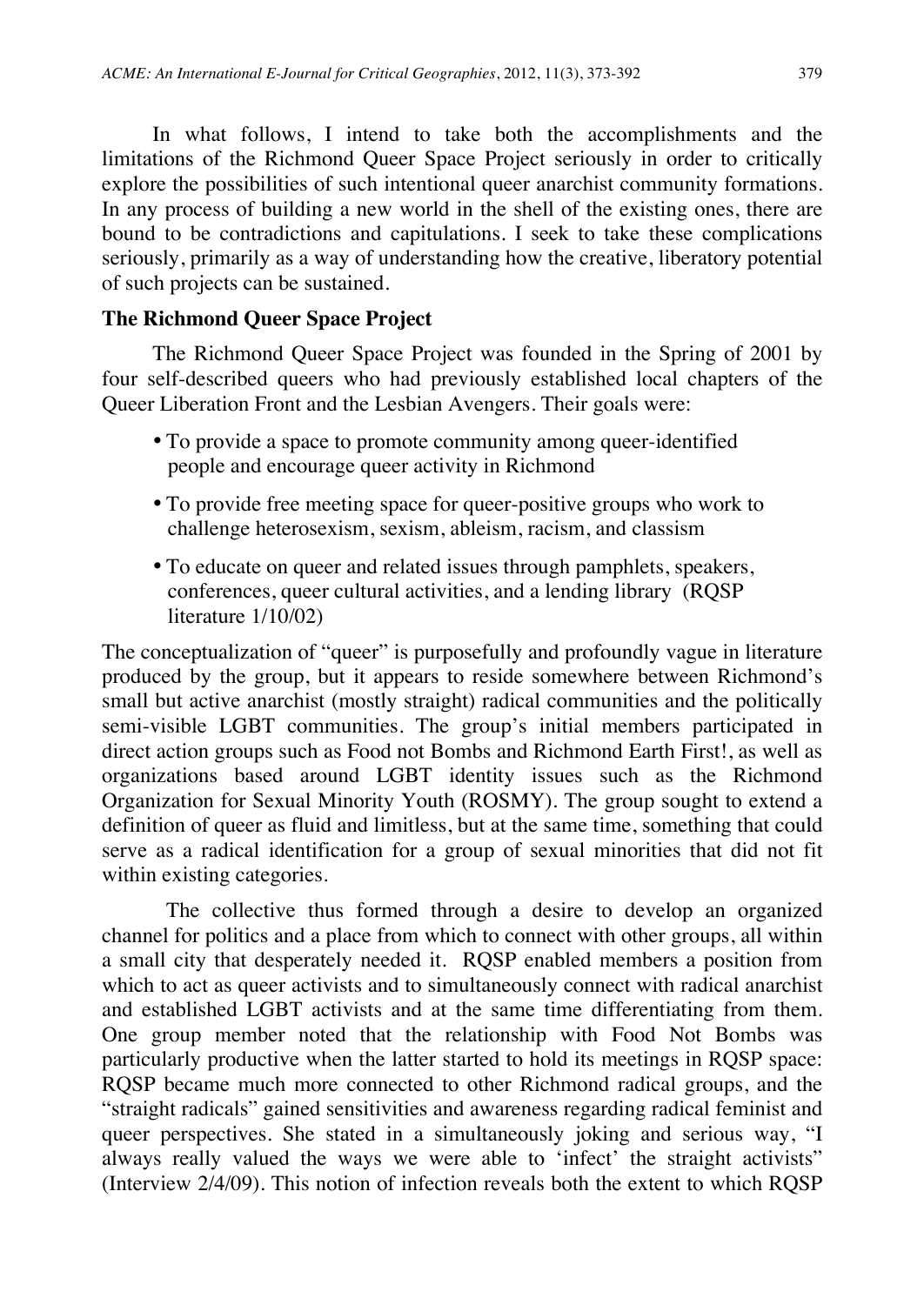In what follows, I intend to take both the accomplishments and the limitations of the Richmond Queer Space Project seriously in order to critically explore the possibilities of such intentional queer anarchist community formations. In any process of building a new world in the shell of the existing ones, there are bound to be contradictions and capitulations. I seek to take these complications seriously, primarily as a way of understanding how the creative, liberatory potential of such projects can be sustained.

**The Richmond Queer Space Project**

The Richmond Queer Space Project was founded in the Spring of 2001 by four self-described queers who had previously established local chapters of the Queer Liberation Front and the Lesbian Avengers. Their goals were:

- To provide a space to promote community among queer-identified people and encourage queer activity in Richmond
- To provide free meeting space for queer-positive groups who work to challenge heterosexism, sexism, ableism, racism, and classism
- To educate on queer and related issues through pamphlets, speakers, conferences, queer cultural activities, and a lending library (RQSP literature 1/10/02)

The conceptualization of "queer" is purposefully and profoundly vague in literature produced by the group, but it appears to reside somewhere between Richmond's small but active anarchist (mostly straight) radical communities and the politically semi-visible LGBT communities. The group's initial members participated in direct action groups such as Food not Bombs and Richmond Earth First!, as well as organizations based around LGBT identity issues such as the Richmond Organization for Sexual Minority Youth (ROSMY). The group sought to extend a definition of queer as fluid and limitless, but at the same time, something that could serve as a radical identification for a group of sexual minorities that did not fit within existing categories.

The collective thus formed through a desire to develop an organized channel for politics and a place from which to connect with other groups, all within a small city that desperately needed it. RQSP enabled members a position from which to act as queer activists and to simultaneously connect with radical anarchist and established LGBT activists and at the same time differentiating from them. One group member noted that the relationship with Food Not Bombs was particularly productive when the latter started to hold its meetings in RQSP space: RQSP became much more connected to other Richmond radical groups, and the "straight radicals" gained sensitivities and awareness regarding radical feminist and queer perspectives. She stated in a simultaneously joking and serious way, "I always really valued the ways we were able to 'infect' the straight activists" (Interview 2/4/09). This notion of infection reveals both the extent to which RQSP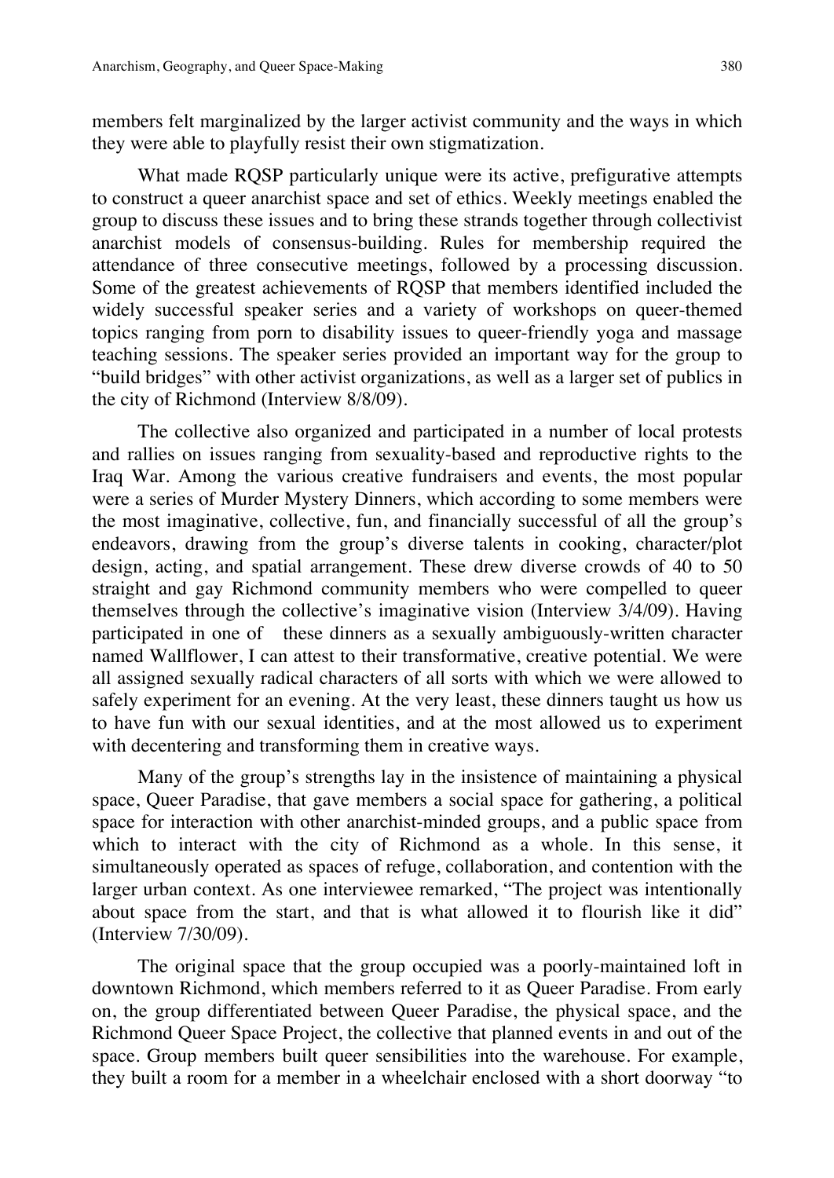members felt marginalized by the larger activist community and the ways in which they were able to playfully resist their own stigmatization.

What made RQSP particularly unique were its active, prefigurative attempts to construct a queer anarchist space and set of ethics. Weekly meetings enabled the group to discuss these issues and to bring these strands together through collectivist anarchist models of consensus-building. Rules for membership required the attendance of three consecutive meetings, followed by a processing discussion. Some of the greatest achievements of RQSP that members identified included the widely successful speaker series and a variety of workshops on queer-themed topics ranging from porn to disability issues to queer-friendly yoga and massage teaching sessions. The speaker series provided an important way for the group to "build bridges" with other activist organizations, as well as a larger set of publics in the city of Richmond (Interview 8/8/09).

The collective also organized and participated in a number of local protests and rallies on issues ranging from sexuality-based and reproductive rights to the Iraq War. Among the various creative fundraisers and events, the most popular were a series of Murder Mystery Dinners, which according to some members were the most imaginative, collective, fun, and financially successful of all the group's endeavors, drawing from the group's diverse talents in cooking, character/plot design, acting, and spatial arrangement. These drew diverse crowds of 40 to 50 straight and gay Richmond community members who were compelled to queer themselves through the collective's imaginative vision (Interview 3/4/09). Having participated in one of these dinners as a sexually ambiguously-written character named Wallflower, I can attest to their transformative, creative potential. We were all assigned sexually radical characters of all sorts with which we were allowed to safely experiment for an evening. At the very least, these dinners taught us how us to have fun with our sexual identities, and at the most allowed us to experiment with decentering and transforming them in creative ways.

Many of the group's strengths lay in the insistence of maintaining a physical space, Queer Paradise, that gave members a social space for gathering, a political space for interaction with other anarchist-minded groups, and a public space from which to interact with the city of Richmond as a whole. In this sense, it simultaneously operated as spaces of refuge, collaboration, and contention with the larger urban context. As one interviewee remarked, "The project was intentionally about space from the start, and that is what allowed it to flourish like it did" (Interview 7/30/09).

The original space that the group occupied was a poorly-maintained loft in downtown Richmond, which members referred to it as Queer Paradise. From early on, the group differentiated between Queer Paradise, the physical space, and the Richmond Queer Space Project, the collective that planned events in and out of the space. Group members built queer sensibilities into the warehouse. For example, they built a room for a member in a wheelchair enclosed with a short doorway "to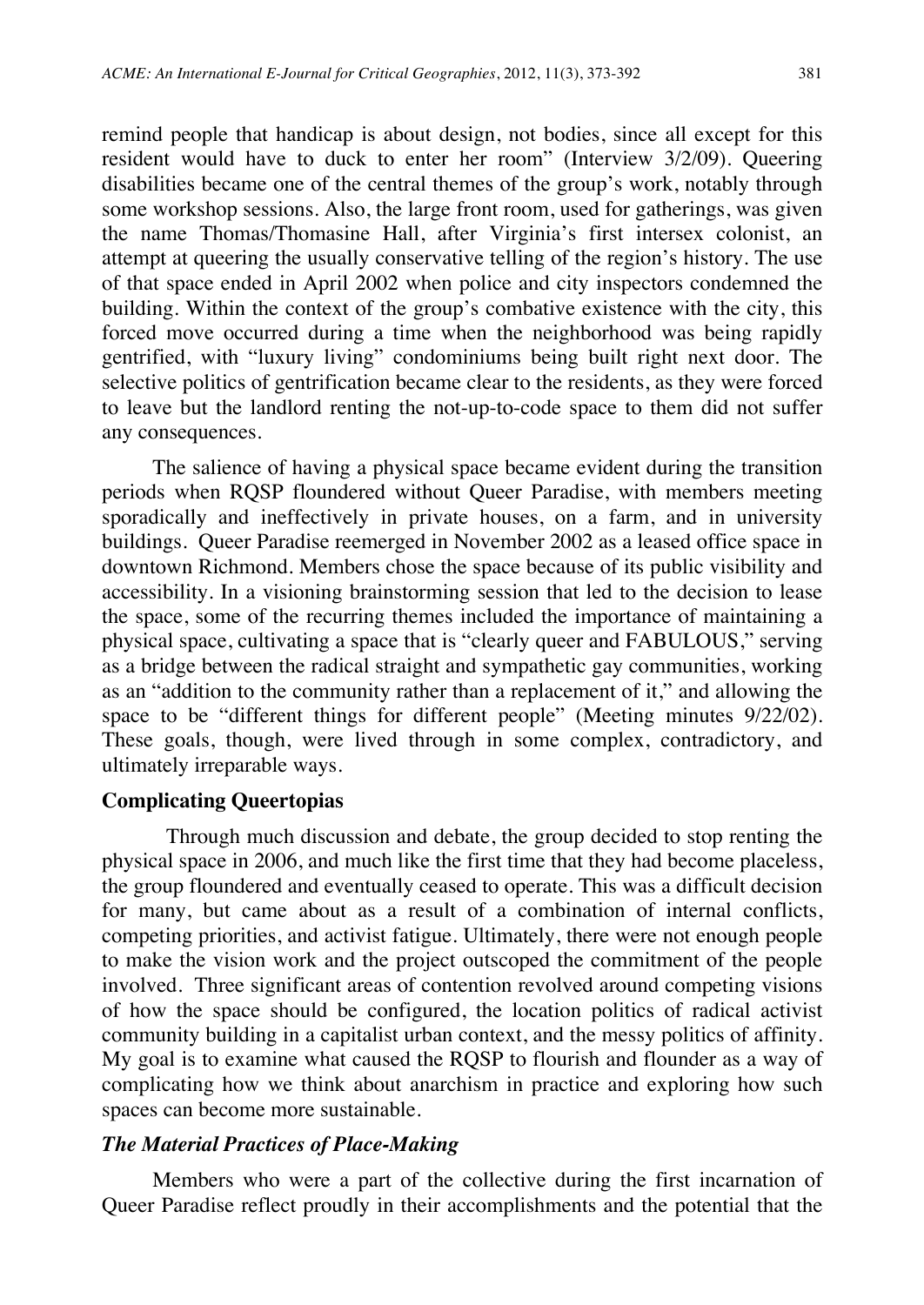remind people that handicap is about design, not bodies, since all except for this resident would have to duck to enter her room" (Interview 3/2/09). Queering disabilities became one of the central themes of the group's work, notably through some workshop sessions. Also, the large front room, used for gatherings, was given the name Thomas/Thomasine Hall, after Virginia's first intersex colonist, an attempt at queering the usually conservative telling of the region's history. The use of that space ended in April 2002 when police and city inspectors condemned the building. Within the context of the group's combative existence with the city, this forced move occurred during a time when the neighborhood was being rapidly gentrified, with "luxury living" condominiums being built right next door. The selective politics of gentrification became clear to the residents, as they were forced to leave but the landlord renting the not-up-to-code space to them did not suffer any consequences.

The salience of having a physical space became evident during the transition periods when RQSP floundered without Queer Paradise, with members meeting sporadically and ineffectively in private houses, on a farm, and in university buildings. Queer Paradise reemerged in November 2002 as a leased office space in downtown Richmond. Members chose the space because of its public visibility and accessibility. In a visioning brainstorming session that led to the decision to lease the space, some of the recurring themes included the importance of maintaining a physical space, cultivating a space that is "clearly queer and FABULOUS," serving as a bridge between the radical straight and sympathetic gay communities, working as an "addition to the community rather than a replacement of it," and allowing the space to be "different things for different people" (Meeting minutes 9/22/02). These goals, though, were lived through in some complex, contradictory, and ultimately irreparable ways.

## Complicating Queertopias

Through much discussion and debate, the group decided to stop renting the physical space in 2006, and much like the first time that they had become placeless, the group floundered and eventually ceased to operate. This was a difficult decision for many, but came about as a result of a combination of internal conflicts, competing priorities, and activist fatigue. Ultimately, there were not enough people to make the vision work and the project outscoped the commitment of the people involved. Three significant areas of contention revolved around competing visions of how the space should be configured, the location politics of radical activist community building in a capitalist urban context, and the messy politics of affinity. My goal is to examine what caused the RQSP to flourish and flounder as a way of complicating how we think about anarchism in practice and exploring how such spaces can become more sustainable.

### *The Material Practices of Place-Making*

Members who were a part of the collective during the first incarnation of Queer Paradise reflect proudly in their accomplishments and the potential that the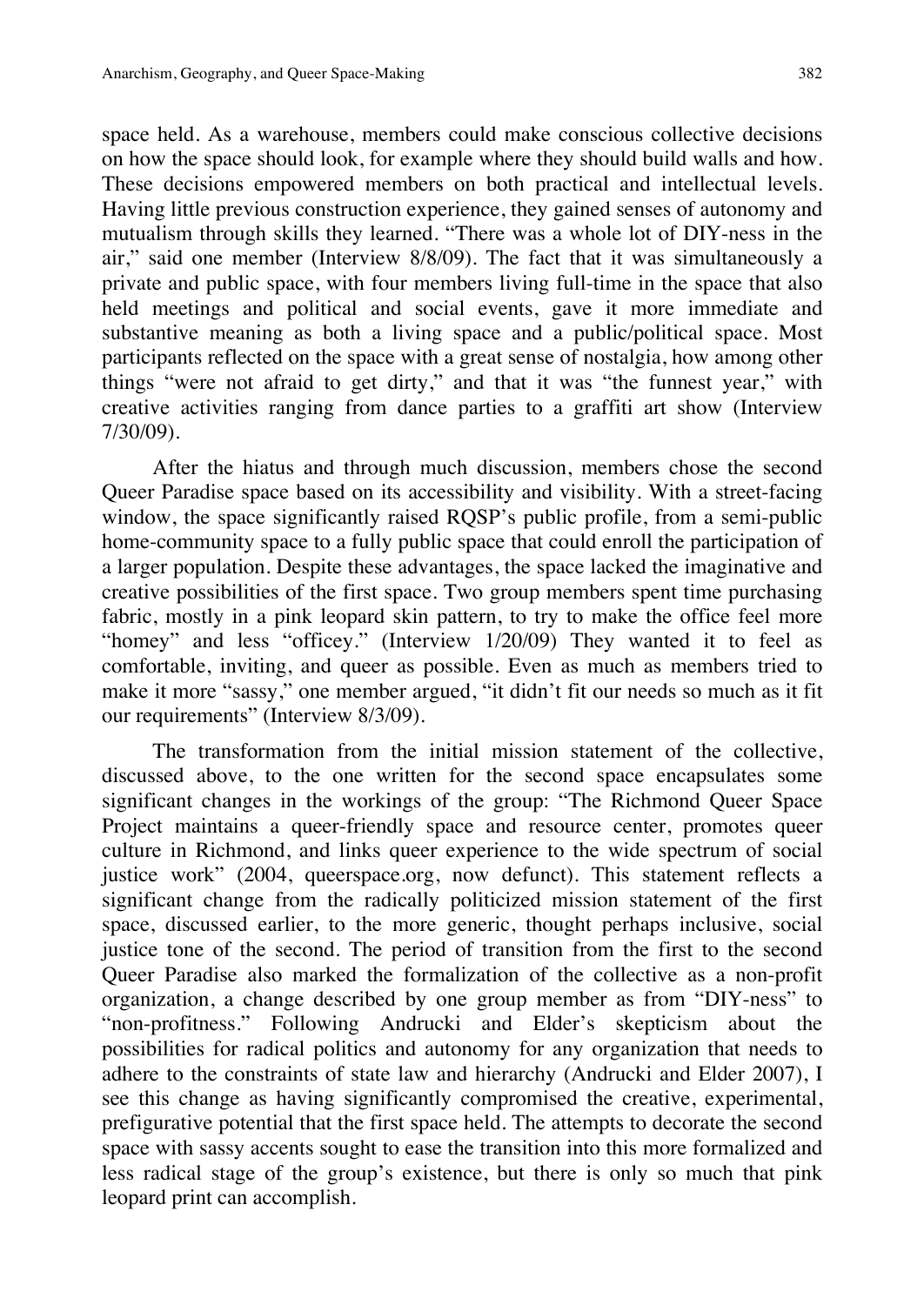space held. As a warehouse, members could make conscious collective decisions on how the space should look, for example where they should build walls and how. These decisions empowered members on both practical and intellectual levels. Having little previous construction experience, they gained senses of autonomy and mutualism through skills they learned. "There was a whole lot of DIY-ness in the air," said one member (Interview 8/8/09). The fact that it was simultaneously a private and public space, with four members living full-time in the space that also held meetings and political and social events, gave it more immediate and substantive meaning as both a living space and a public/political space. Most participants reflected on the space with a great sense of nostalgia, how among other things "were not afraid to get dirty," and that it was "the funnest year," with creative activities ranging from dance parties to a graffiti art show (Interview 7/30/09).

After the hiatus and through much discussion, members chose the second Queer Paradise space based on its accessibility and visibility. With a street-facing window, the space significantly raised RQSP's public profile, from a semi-public home-community space to a fully public space that could enroll the participation of a larger population. Despite these advantages, the space lacked the imaginative and creative possibilities of the first space. Two group members spent time purchasing fabric, mostly in a pink leopard skin pattern, to try to make the office feel more "homey" and less "officey." (Interview 1/20/09) They wanted it to feel as comfortable, inviting, and queer as possible. Even as much as members tried to make it more "sassy," one member argued, "it didn't fit our needs so much as it fit our requirements" (Interview 8/3/09).

The transformation from the initial mission statement of the collective, discussed above, to the one written for the second space encapsulates some significant changes in the workings of the group: "The Richmond Queer Space Project maintains a queer-friendly space and resource center, promotes queer culture in Richmond, and links queer experience to the wide spectrum of social justice work" (2004, queerspace.org, now defunct). This statement reflects a significant change from the radically politicized mission statement of the first space, discussed earlier, to the more generic, thought perhaps inclusive, social justice tone of the second. The period of transition from the first to the second Queer Paradise also marked the formalization of the collective as a non-profit organization, a change described by one group member as from "DIY-ness" to "non-profitness." Following Andrucki and Elder's skepticism about the possibilities for radical politics and autonomy for any organization that needs to adhere to the constraints of state law and hierarchy (Andrucki and Elder 2007), I see this change as having significantly compromised the creative, experimental, prefigurative potential that the first space held. The attempts to decorate the second space with sassy accents sought to ease the transition into this more formalized and less radical stage of the group's existence, but there is only so much that pink leopard print can accomplish.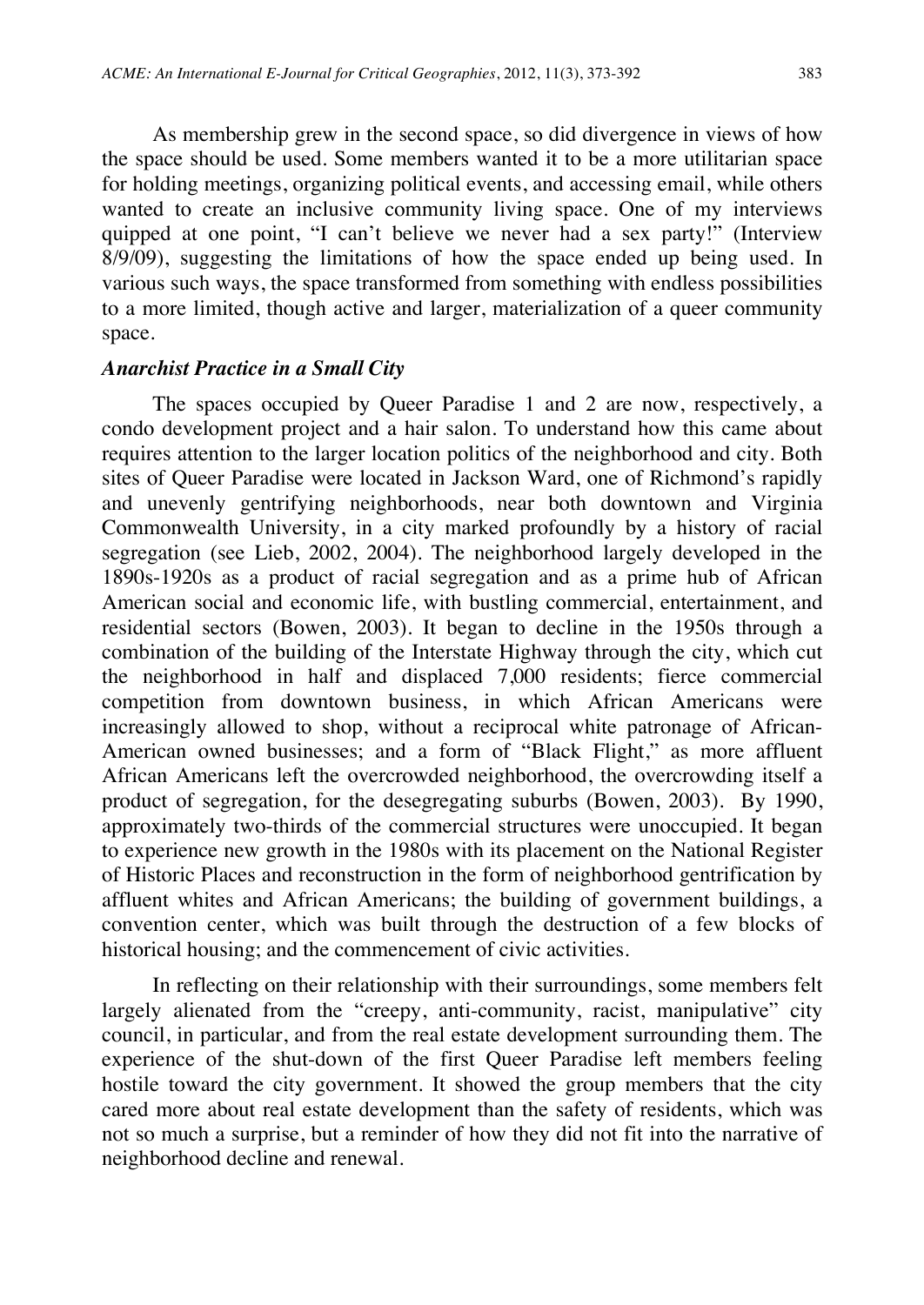As membership grew in the second space, so did divergence in views of how the space should be used. Some members wanted it to be a more utilitarian space for holding meetings, organizing political events, and accessing email, while others wanted to create an inclusive community living space. One of my interviews quipped at one point, "I can't believe we never had a sex party!" (Interview 8/9/09), suggesting the limitations of how the space ended up being used. In various such ways, the space transformed from something with endless possibilities to a more limited, though active and larger, materialization of a queer community space.

### *Anarchist Practice in a Small City*

The spaces occupied by Queer Paradise 1 and 2 are now, respectively, a condo development project and a hair salon. To understand how this came about requires attention to the larger location politics of the neighborhood and city. Both sites of Queer Paradise were located in Jackson Ward, one of Richmond's rapidly and unevenly gentrifying neighborhoods, near both downtown and Virginia Commonwealth University, in a city marked profoundly by a history of racial segregation (see Lieb, 2002, 2004). The neighborhood largely developed in the 1890s-1920s as a product of racial segregation and as a prime hub of African American social and economic life, with bustling commercial, entertainment, and residential sectors (Bowen, 2003). It began to decline in the 1950s through a combination of the building of the Interstate Highway through the city, which cut the neighborhood in half and displaced 7,000 residents; fierce commercial competition from downtown business, in which African Americans were increasingly allowed to shop, without a reciprocal white patronage of African-American owned businesses; and a form of "Black Flight," as more affluent African Americans left the overcrowded neighborhood, the overcrowding itself a product of segregation, for the desegregating suburbs (Bowen, 2003). By 1990, approximately two-thirds of the commercial structures were unoccupied. It began to experience new growth in the 1980s with its placement on the National Register of Historic Places and reconstruction in the form of neighborhood gentrification by affluent whites and African Americans; the building of government buildings, a convention center, which was built through the destruction of a few blocks of historical housing; and the commencement of civic activities.

In reflecting on their relationship with their surroundings, some members felt largely alienated from the "creepy, anti-community, racist, manipulative" city council, in particular, and from the real estate development surrounding them. The experience of the shut-down of the first Queer Paradise left members feeling hostile toward the city government. It showed the group members that the city cared more about real estate development than the safety of residents, which was not so much a surprise, but a reminder of how they did not fit into the narrative of neighborhood decline and renewal.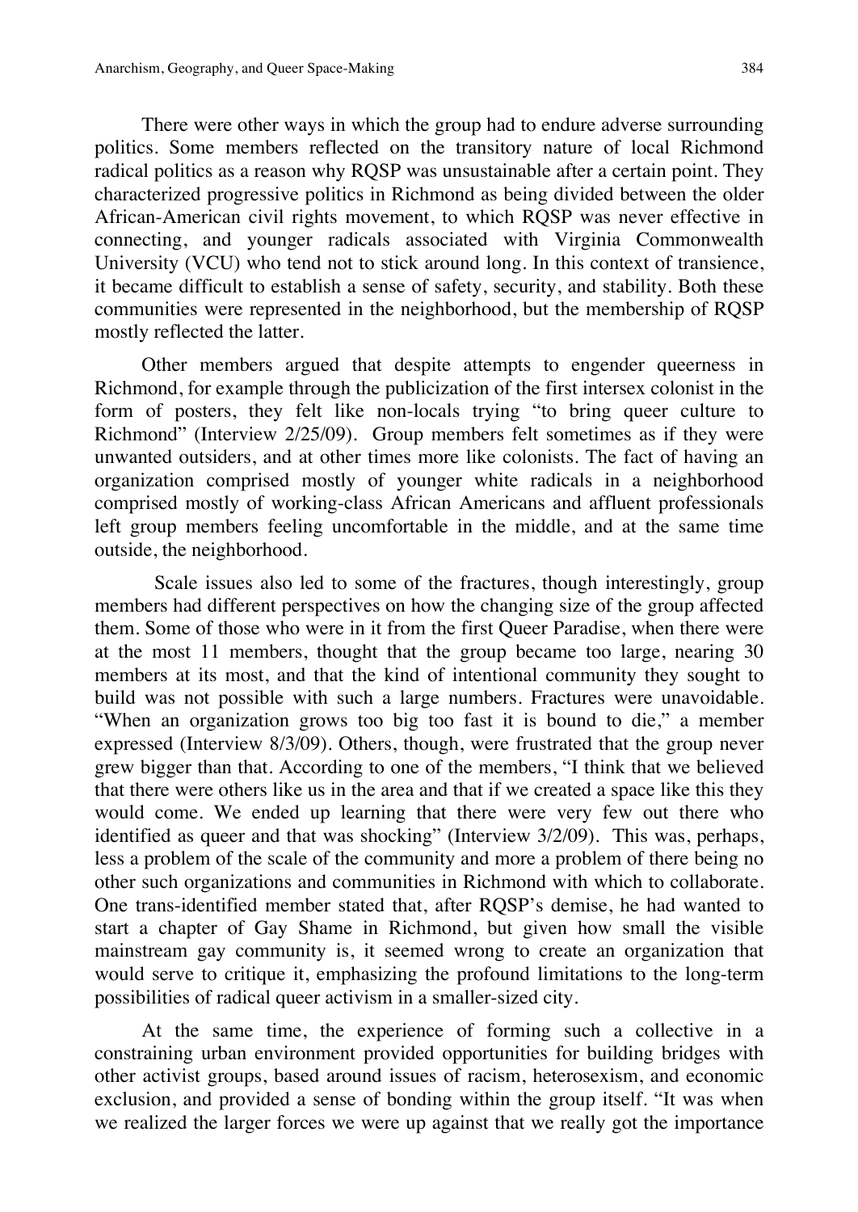There were other ways in which the group had to endure adverse surrounding politics. Some members reflected on the transitory nature of local Richmond radical politics as a reason why RQSP was unsustainable after a certain point. They characterized progressive politics in Richmond as being divided between the older African-American civil rights movement, to which RQSP was never effective in connecting, and younger radicals associated with Virginia Commonwealth University (VCU) who tend not to stick around long. In this context of transience, it became difficult to establish a sense of safety, security, and stability. Both these communities were represented in the neighborhood, but the membership of RQSP mostly reflected the latter.

Other members argued that despite attempts to engender queerness in Richmond, for example through the publicization of the first intersex colonist in the form of posters, they felt like non-locals trying "to bring queer culture to Richmond" (Interview 2/25/09). Group members felt sometimes as if they were unwanted outsiders, and at other times more like colonists. The fact of having an organization comprised mostly of younger white radicals in a neighborhood comprised mostly of working-class African Americans and affluent professionals left group members feeling uncomfortable in the middle, and at the same time outside, the neighborhood.

Scale issues also led to some of the fractures, though interestingly, group members had different perspectives on how the changing size of the group affected them. Some of those who were in it from the first Queer Paradise, when there were at the most 11 members, thought that the group became too large, nearing 30 members at its most, and that the kind of intentional community they sought to build was not possible with such a large numbers. Fractures were unavoidable. "When an organization grows too big too fast it is bound to die," a member expressed (Interview 8/3/09). Others, though, were frustrated that the group never grew bigger than that. According to one of the members, "I think that we believed that there were others like us in the area and that if we created a space like this they would come. We ended up learning that there were very few out there who identified as queer and that was shocking" (Interview 3/2/09). This was, perhaps, less a problem of the scale of the community and more a problem of there being no other such organizations and communities in Richmond with which to collaborate. One trans-identified member stated that, after RQSP's demise, he had wanted to start a chapter of Gay Shame in Richmond, but given how small the visible mainstream gay community is, it seemed wrong to create an organization that would serve to critique it, emphasizing the profound limitations to the long-term possibilities of radical queer activism in a smaller-sized city.

At the same time, the experience of forming such a collective in a constraining urban environment provided opportunities for building bridges with other activist groups, based around issues of racism, heterosexism, and economic exclusion, and provided a sense of bonding within the group itself. "It was when we realized the larger forces we were up against that we really got the importance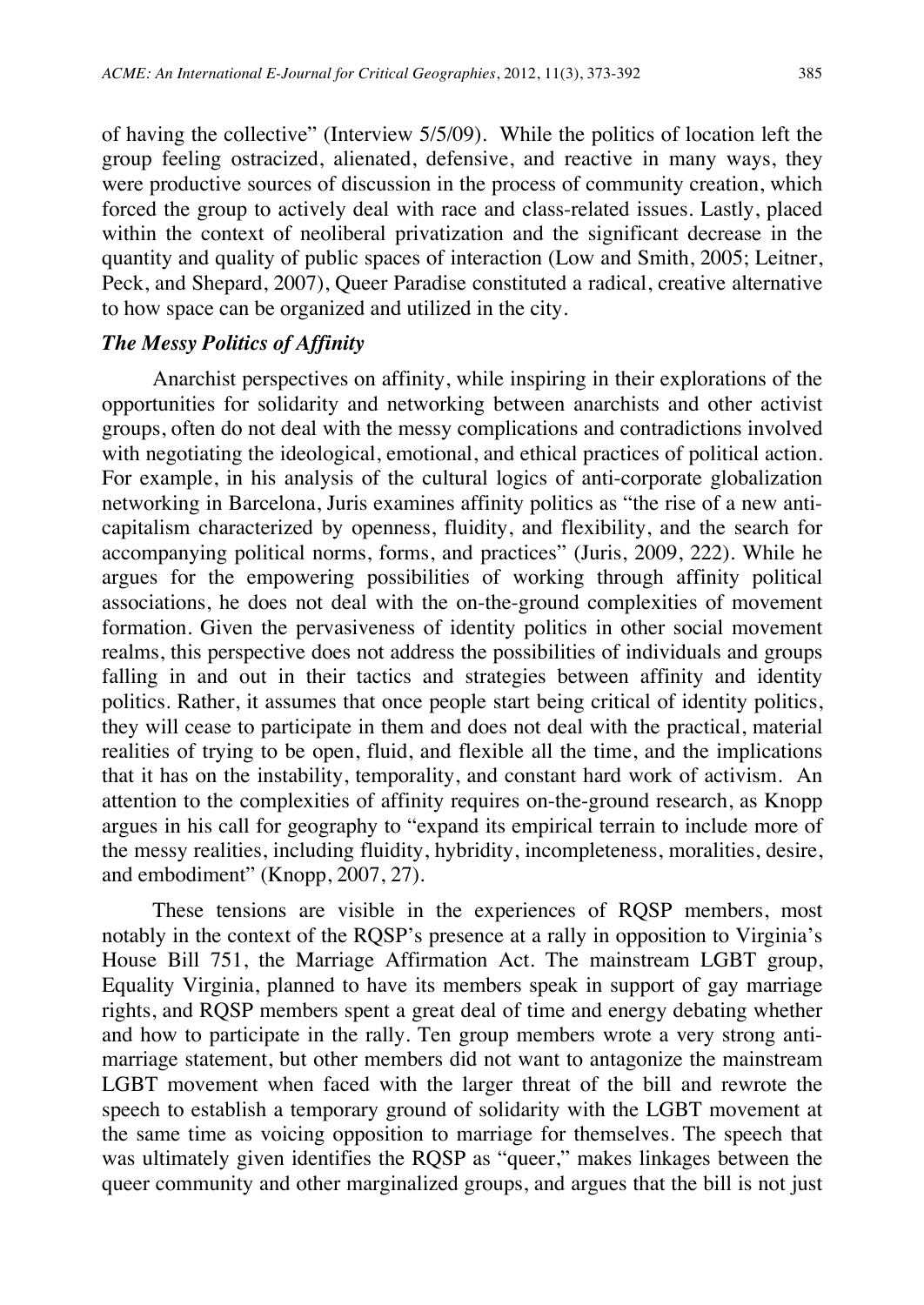of having the collective" (Interview 5/5/09). While the politics of location left the group feeling ostracized, alienated, defensive, and reactive in many ways, they were productive sources of discussion in the process of community creation, which forced the group to actively deal with race and class-related issues. Lastly, placed within the context of neoliberal privatization and the significant decrease in the quantity and quality of public spaces of interaction (Low and Smith, 2005; Leitner, Peck, and Shepard, 2007), Queer Paradise constituted a radical, creative alternative to how space can be organized and utilized in the city.

### *The Messy Politics of Affinity*

Anarchist perspectives on affinity, while inspiring in their explorations of the opportunities for solidarity and networking between anarchists and other activist groups, often do not deal with the messy complications and contradictions involved with negotiating the ideological, emotional, and ethical practices of political action. For example, in his analysis of the cultural logics of anti-corporate globalization networking in Barcelona, Juris examines affinity politics as "the rise of a new anti-capitalism characterized by openness, fluidity, and flexibility, and the search for accompanying political norms, forms, and practices" (Juris, 2009, 222). While he argues for the empowering possibilities of working through affinity political associations, he does not deal with the on-the-ground complexities of movement formation. Given the pervasiveness of identity politics in other social movement realms, this perspective does not address the possibilities of individuals and groups falling in and out in their tactics and strategies between affinity and identity politics. Rather, it assumes that once people start being critical of identity politics, they will cease to participate in them and does not deal with the practical, material realities of trying to be open, fluid, and flexible all the time, and the implications that it has on the instability, temporality, and constant hard work of activism. An attention to the complexities of affinity requires on-the-ground research, as Knopp argues in his call for geography to "expand its empirical terrain to include more of the messy realities, including fluidity, hybridity, incompleteness, moralities, desire, and embodiment" (Knopp, 2007, 27).

These tensions are visible in the experiences of RQSP members, most notably in the context of the RQSP's presence at a rally in opposition to Virginia's House Bill 751, the Marriage Affirmation Act. The mainstream LGBT group, Equality Virginia, planned to have its members speak in support of gay marriage rights, and RQSP members spent a great deal of time and energy debating whether and how to participate in the rally. Ten group members wrote a very strong anti-marriage statement, but other members did not want to antagonize the mainstream LGBT movement when faced with the larger threat of the bill and rewrote the speech to establish a temporary ground of solidarity with the LGBT movement at the same time as voicing opposition to marriage for themselves. The speech that was ultimately given identifies the RQSP as "queer," makes linkages between the queer community and other marginalized groups, and argues that the bill is not just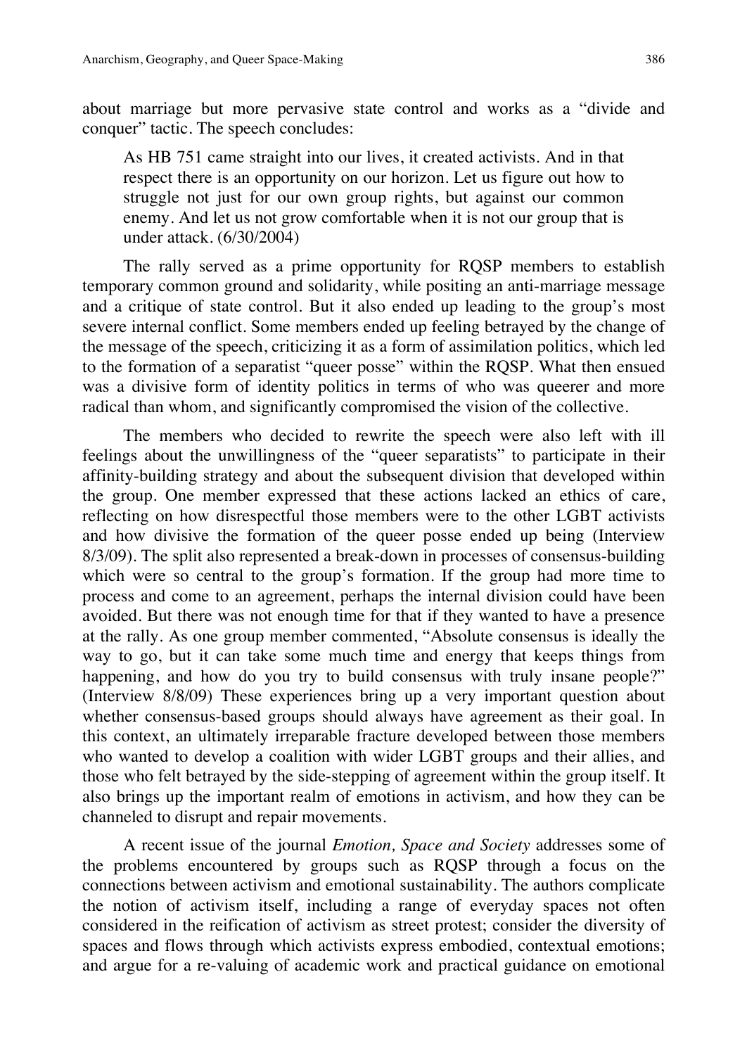about marriage but more pervasive state control and works as a "divide and conquer" tactic. The speech concludes:

> As HB 751 came straight into our lives, it created activists. And in that respect there is an opportunity on our horizon. Let us figure out how to struggle not just for our own group rights, but against our common enemy. And let us not grow comfortable when it is not our group that is under attack. (6/30/2004)

The rally served as a prime opportunity for RQSP members to establish temporary common ground and solidarity, while positing an anti-marriage message and a critique of state control. But it also ended up leading to the group's most severe internal conflict. Some members ended up feeling betrayed by the change of the message of the speech, criticizing it as a form of assimilation politics, which led to the formation of a separatist "queer posse" within the RQSP. What then ensued was a divisive form of identity politics in terms of who was queerer and more radical than whom, and significantly compromised the vision of the collective.

The members who decided to rewrite the speech were also left with ill feelings about the unwillingness of the "queer separatists" to participate in their affinity-building strategy and about the subsequent division that developed within the group. One member expressed that these actions lacked an ethics of care, reflecting on how disrespectful those members were to the other LGBT activists and how divisive the formation of the queer posse ended up being (Interview 8/3/09). The split also represented a break-down in processes of consensus-building which were so central to the group's formation. If the group had more time to process and come to an agreement, perhaps the internal division could have been avoided. But there was not enough time for that if they wanted to have a presence at the rally. As one group member commented, "Absolute consensus is ideally the way to go, but it can take some much time and energy that keeps things from happening, and how do you try to build consensus with truly insane people?" (Interview 8/8/09) These experiences bring up a very important question about whether consensus-based groups should always have agreement as their goal. In this context, an ultimately irreparable fracture developed between those members who wanted to develop a coalition with wider LGBT groups and their allies, and those who felt betrayed by the side-stepping of agreement within the group itself. It also brings up the important realm of emotions in activism, and how they can be channeled to disrupt and repair movements.

A recent issue of the journal *Emotion, Space and Society* addresses some of the problems encountered by groups such as RQSP through a focus on the connections between activism and emotional sustainability. The authors complicate the notion of activism itself, including a range of everyday spaces not often considered in the reification of activism as street protest; consider the diversity of spaces and flows through which activists express embodied, contextual emotions; and argue for a re-valuing of academic work and practical guidance on emotional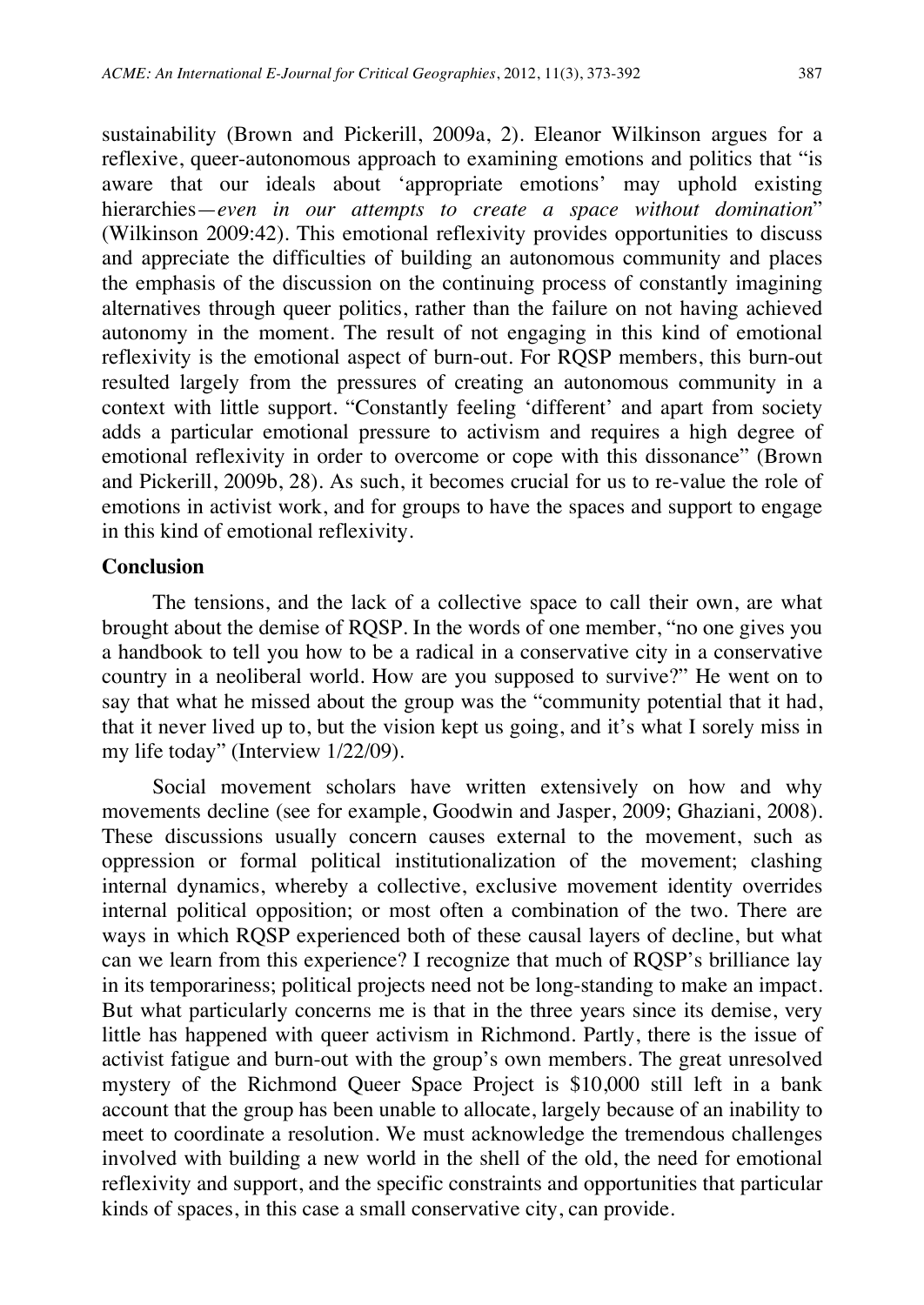sustainability (Brown and Pickerill, 2009a, 2). Eleanor Wilkinson argues for a reflexive, queer-autonomous approach to examining emotions and politics that "is aware that our ideals about 'appropriate emotions' may uphold existing hierarchies—*even in our attempts to create a space without domination*" (Wilkinson 2009:42). This emotional reflexivity provides opportunities to discuss and appreciate the difficulties of building an autonomous community and places the emphasis of the discussion on the continuing process of constantly imagining alternatives through queer politics, rather than the failure on not having achieved autonomy in the moment. The result of not engaging in this kind of emotional reflexivity is the emotional aspect of burn-out. For RQSP members, this burn-out resulted largely from the pressures of creating an autonomous community in a context with little support. "Constantly feeling 'different' and apart from society adds a particular emotional pressure to activism and requires a high degree of emotional reflexivity in order to overcome or cope with this dissonance" (Brown and Pickerill, 2009b, 28). As such, it becomes crucial for us to re-value the role of emotions in activist work, and for groups to have the spaces and support to engage in this kind of emotional reflexivity.

## Conclusion

The tensions, and the lack of a collective space to call their own, are what brought about the demise of RQSP. In the words of one member, "no one gives you a handbook to tell you how to be a radical in a conservative city in a conservative country in a neoliberal world. How are you supposed to survive?" He went on to say that what he missed about the group was the "community potential that it had, that it never lived up to, but the vision kept us going, and it's what I sorely miss in my life today" (Interview 1/22/09).

Social movement scholars have written extensively on how and why movements decline (see for example, Goodwin and Jasper, 2009; Ghaziani, 2008). These discussions usually concern causes external to the movement, such as oppression or formal political institutionalization of the movement; clashing internal dynamics, whereby a collective, exclusive movement identity overrides internal political opposition; or most often a combination of the two. There are ways in which RQSP experienced both of these causal layers of decline, but what can we learn from this experience? I recognize that much of RQSP's brilliance lay in its temporariness; political projects need not be long-standing to make an impact. But what particularly concerns me is that in the three years since its demise, very little has happened with queer activism in Richmond. Partly, there is the issue of activist fatigue and burn-out with the group's own members. The great unresolved mystery of the Richmond Queer Space Project is $10,000 still left in a bank account that the group has been unable to allocate, largely because of an inability to meet to coordinate a resolution. We must acknowledge the tremendous challenges involved with building a new world in the shell of the old, the need for emotional reflexivity and support, and the specific constraints and opportunities that particular kinds of spaces, in this case a small conservative city, can provide.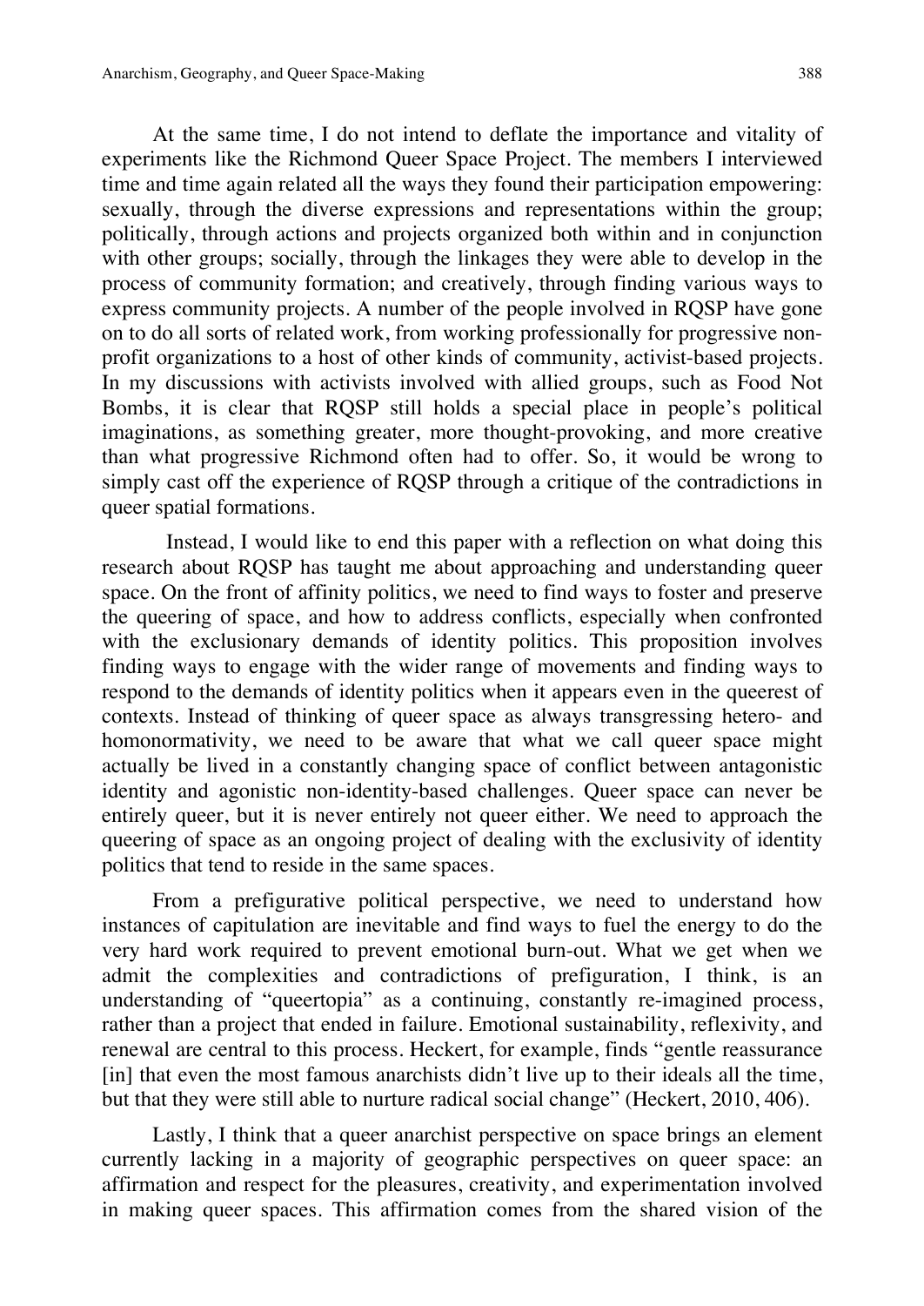At the same time, I do not intend to deflate the importance and vitality of experiments like the Richmond Queer Space Project. The members I interviewed time and time again related all the ways they found their participation empowering: sexually, through the diverse expressions and representations within the group; politically, through actions and projects organized both within and in conjunction with other groups; socially, through the linkages they were able to develop in the process of community formation; and creatively, through finding various ways to express community projects. A number of the people involved in RQSP have gone on to do all sorts of related work, from working professionally for progressive non-profit organizations to a host of other kinds of community, activist-based projects. In my discussions with activists involved with allied groups, such as Food Not Bombs, it is clear that RQSP still holds a special place in people's political imaginations, as something greater, more thought-provoking, and more creative than what progressive Richmond often had to offer. So, it would be wrong to simply cast off the experience of RQSP through a critique of the contradictions in queer spatial formations.

Instead, I would like to end this paper with a reflection on what doing this research about RQSP has taught me about approaching and understanding queer space. On the front of affinity politics, we need to find ways to foster and preserve the queering of space, and how to address conflicts, especially when confronted with the exclusionary demands of identity politics. This proposition involves finding ways to engage with the wider range of movements and finding ways to respond to the demands of identity politics when it appears even in the queerest of contexts. Instead of thinking of queer space as always transgressing hetero- and homonormativity, we need to be aware that what we call queer space might actually be lived in a constantly changing space of conflict between antagonistic identity and agonistic non-identity-based challenges. Queer space can never be entirely queer, but it is never entirely not queer either. We need to approach the queering of space as an ongoing project of dealing with the exclusivity of identity politics that tend to reside in the same spaces.

From a prefigurative political perspective, we need to understand how instances of capitulation are inevitable and find ways to fuel the energy to do the very hard work required to prevent emotional burn-out. What we get when we admit the complexities and contradictions of prefiguration, I think, is an understanding of "queertopia" as a continuing, constantly re-imagined process, rather than a project that ended in failure. Emotional sustainability, reflexivity, and renewal are central to this process. Heckert, for example, finds "gentle reassurance [in] that even the most famous anarchists didn't live up to their ideals all the time, but that they were still able to nurture radical social change" (Heckert, 2010, 406).

Lastly, I think that a queer anarchist perspective on space brings an element currently lacking in a majority of geographic perspectives on queer space: an affirmation and respect for the pleasures, creativity, and experimentation involved in making queer spaces. This affirmation comes from the shared vision of the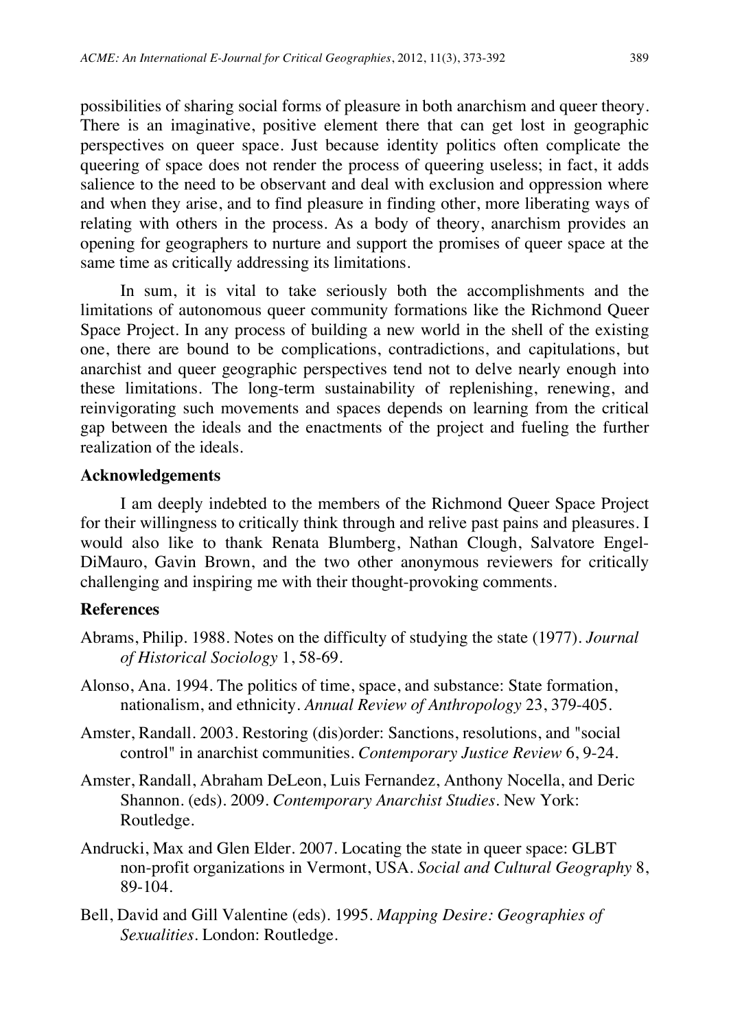possibilities of sharing social forms of pleasure in both anarchism and queer theory. There is an imaginative, positive element there that can get lost in geographic perspectives on queer space. Just because identity politics often complicate the queering of space does not render the process of queering useless; in fact, it adds salience to the need to be observant and deal with exclusion and oppression where and when they arise, and to find pleasure in finding other, more liberating ways of relating with others in the process. As a body of theory, anarchism provides an opening for geographers to nurture and support the promises of queer space at the same time as critically addressing its limitations.

In sum, it is vital to take seriously both the accomplishments and the limitations of autonomous queer community formations like the Richmond Queer Space Project. In any process of building a new world in the shell of the existing one, there are bound to be complications, contradictions, and capitulations, but anarchist and queer geographic perspectives tend not to delve nearly enough into these limitations. The long-term sustainability of replenishing, renewing, and reinvigorating such movements and spaces depends on learning from the critical gap between the ideals and the enactments of the project and fueling the further realization of the ideals.

## Acknowledgements

I am deeply indebted to the members of the Richmond Queer Space Project for their willingness to critically think through and relive past pains and pleasures. I would also like to thank Renata Blumberg, Nathan Clough, Salvatore Engel-DiMauro, Gavin Brown, and the two other anonymous reviewers for critically challenging and inspiring me with their thought-provoking comments.

## References

Abrams, Philip. 1988. Notes on the difficulty of studying the state (1977). *Journal of Historical Sociology* 1, 58-69.

Alonso, Ana. 1994. The politics of time, space, and substance: State formation, nationalism, and ethnicity. *Annual Review of Anthropology* 23, 379-405.

Amster, Randall. 2003. Restoring (dis)order: Sanctions, resolutions, and "social control" in anarchist communities. *Contemporary Justice Review* 6, 9-24.

Amster, Randall, Abraham DeLeon, Luis Fernandez, Anthony Nocella, and Deric Shannon. (eds). 2009. *Contemporary Anarchist Studies*. New York: Routledge.

Andrucki, Max and Glen Elder. 2007. Locating the state in queer space: GLBT non-profit organizations in Vermont, USA. *Social and Cultural Geography* 8, 89-104.

Bell, David and Gill Valentine (eds). 1995. *Mapping Desire: Geographies of Sexualities*. London: Routledge.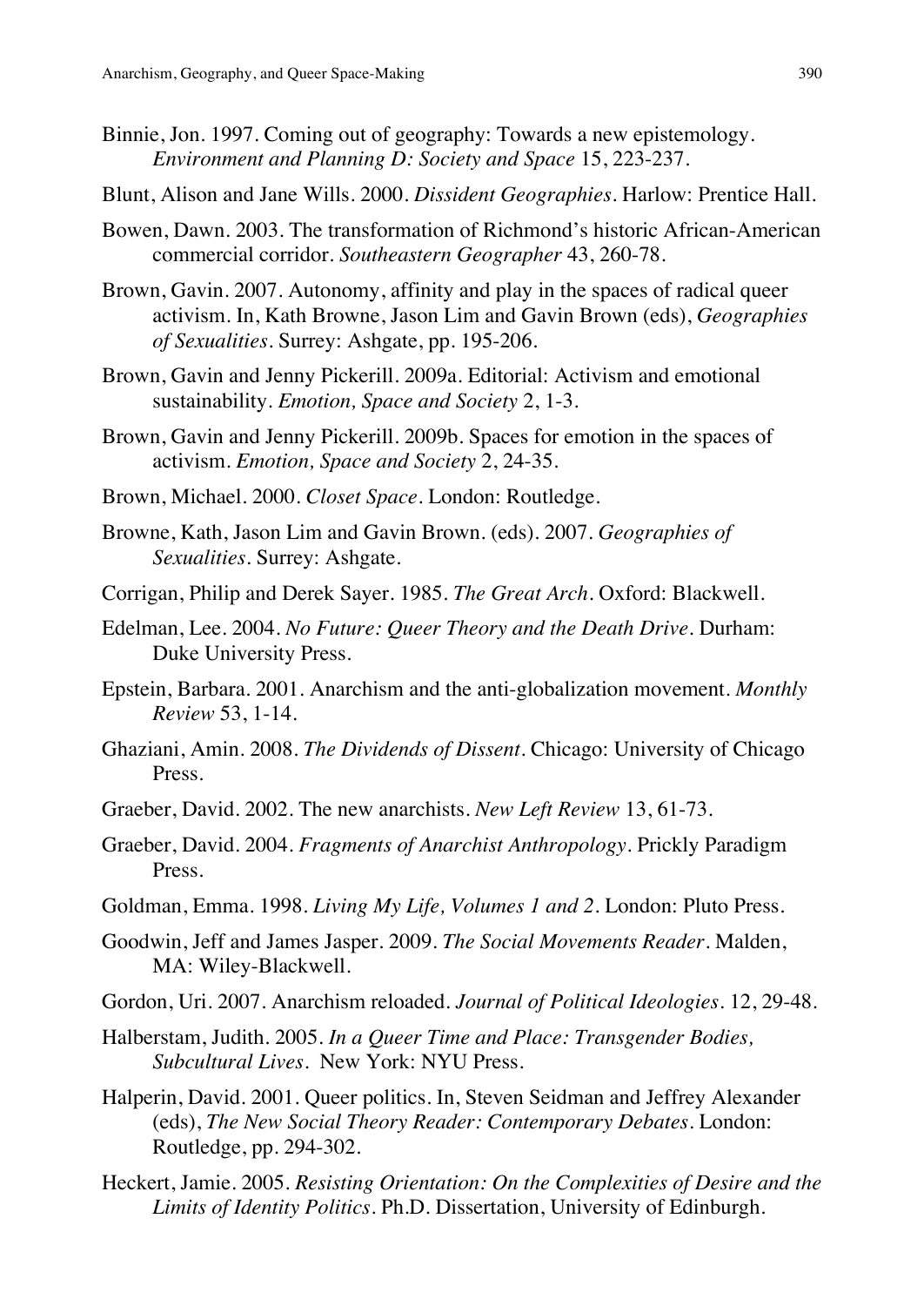Binnie, Jon. 1997. Coming out of geography: Towards a new epistemology. *Environment and Planning D: Society and Space* 15, 223-237.

Blunt, Alison and Jane Wills. 2000. *Dissident Geographies*. Harlow: Prentice Hall.

Bowen, Dawn. 2003. The transformation of Richmond's historic African-American commercial corridor. *Southeastern Geographer* 43, 260-78.

Brown, Gavin. 2007. Autonomy, affinity and play in the spaces of radical queer activism. In, Kath Browne, Jason Lim and Gavin Brown (eds), *Geographies of Sexualities*. Surrey: Ashgate, pp. 195-206.

Brown, Gavin and Jenny Pickerill. 2009a. Editorial: Activism and emotional sustainability. *Emotion, Space and Society* 2, 1-3.

Brown, Gavin and Jenny Pickerill. 2009b. Spaces for emotion in the spaces of activism. *Emotion, Space and Society* 2, 24-35.

Brown, Michael. 2000. *Closet Space*. London: Routledge.

Browne, Kath, Jason Lim and Gavin Brown. (eds). 2007. *Geographies of Sexualities*. Surrey: Ashgate.

Corrigan, Philip and Derek Sayer. 1985. *The Great Arch*. Oxford: Blackwell.

Edelman, Lee. 2004. *No Future: Queer Theory and the Death Drive*. Durham: Duke University Press.

Epstein, Barbara. 2001. Anarchism and the anti-globalization movement. *Monthly Review* 53, 1-14.

Ghaziani, Amin. 2008. *The Dividends of Dissent*. Chicago: University of Chicago Press.

Graeber, David. 2002. The new anarchists. *New Left Review* 13, 61-73.

Graeber, David. 2004. *Fragments of Anarchist Anthropology*. Prickly Paradigm Press.

Goldman, Emma. 1998. *Living My Life, Volumes 1 and 2*. London: Pluto Press.

Goodwin, Jeff and James Jasper. 2009. *The Social Movements Reader*. Malden, MA: Wiley-Blackwell.

Gordon, Uri. 2007. Anarchism reloaded. *Journal of Political Ideologies*. 12, 29-48.

Halberstam, Judith. 2005. *In a Queer Time and Place: Transgender Bodies, Subcultural Lives*. New York: NYU Press.

Halperin, David. 2001. Queer politics. In, Steven Seidman and Jeffrey Alexander (eds), *The New Social Theory Reader: Contemporary Debates*. London: Routledge, pp. 294-302.

Heckert, Jamie. 2005. *Resisting Orientation: On the Complexities of Desire and the Limits of Identity Politics*. Ph.D. Dissertation, University of Edinburgh.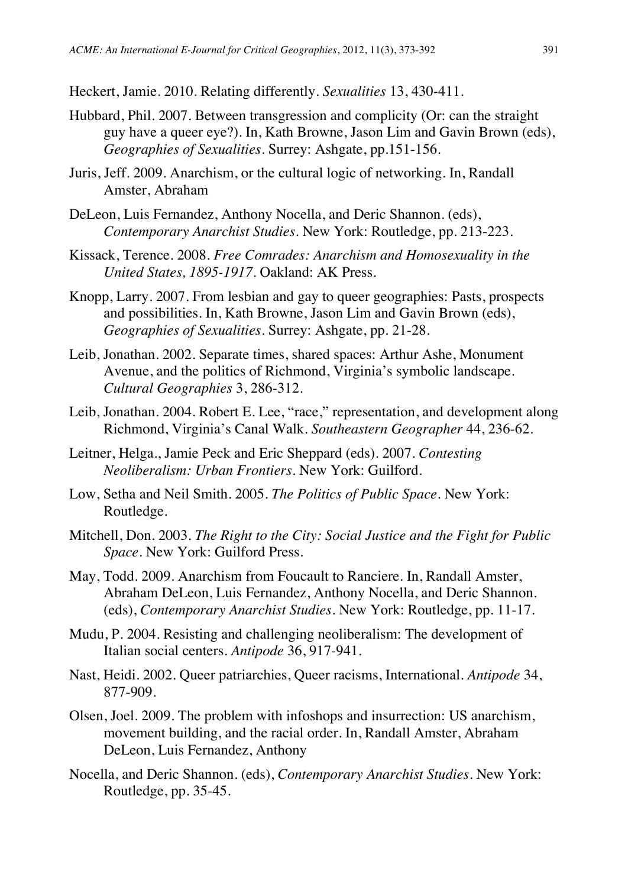Heckert, Jamie. 2010. Relating differently. *Sexualities* 13, 430-411.

Hubbard, Phil. 2007. Between transgression and complicity (Or: can the straight guy have a queer eye?). In, Kath Browne, Jason Lim and Gavin Brown (eds), *Geographies of Sexualities*. Surrey: Ashgate, pp.151-156.

Juris, Jeff. 2009. Anarchism, or the cultural logic of networking. In, Randall Amster, Abraham

DeLeon, Luis Fernandez, Anthony Nocella, and Deric Shannon. (eds), *Contemporary Anarchist Studies*. New York: Routledge, pp. 213-223.

Kissack, Terence. 2008. *Free Comrades: Anarchism and Homosexuality in the United States, 1895-1917*. Oakland: AK Press.

Knopp, Larry. 2007. From lesbian and gay to queer geographies: Pasts, prospects and possibilities. In, Kath Browne, Jason Lim and Gavin Brown (eds), *Geographies of Sexualities*. Surrey: Ashgate, pp. 21-28.

Leib, Jonathan. 2002. Separate times, shared spaces: Arthur Ashe, Monument Avenue, and the politics of Richmond, Virginia's symbolic landscape. *Cultural Geographies* 3, 286-312.

Leib, Jonathan. 2004. Robert E. Lee, "race," representation, and development along Richmond, Virginia's Canal Walk. *Southeastern Geographer* 44, 236-62.

Leitner, Helga., Jamie Peck and Eric Sheppard (eds). 2007. *Contesting Neoliberalism: Urban Frontiers*. New York: Guilford.

Low, Setha and Neil Smith. 2005. *The Politics of Public Space*. New York: Routledge.

Mitchell, Don. 2003. *The Right to the City: Social Justice and the Fight for Public Space*. New York: Guilford Press.

May, Todd. 2009. Anarchism from Foucault to Ranciere. In, Randall Amster, Abraham DeLeon, Luis Fernandez, Anthony Nocella, and Deric Shannon. (eds), *Contemporary Anarchist Studies*. New York: Routledge, pp. 11-17.

Mudu, P. 2004. Resisting and challenging neoliberalism: The development of Italian social centers. *Antipode* 36, 917-941.

Nast, Heidi. 2002. Queer patriarchies, Queer racisms, International. *Antipode* 34, 877-909.

Olsen, Joel. 2009. The problem with infoshops and insurrection: US anarchism, movement building, and the racial order. In, Randall Amster, Abraham DeLeon, Luis Fernandez, Anthony

Nocella, and Deric Shannon. (eds), *Contemporary Anarchist Studies*. New York: Routledge, pp. 35-45.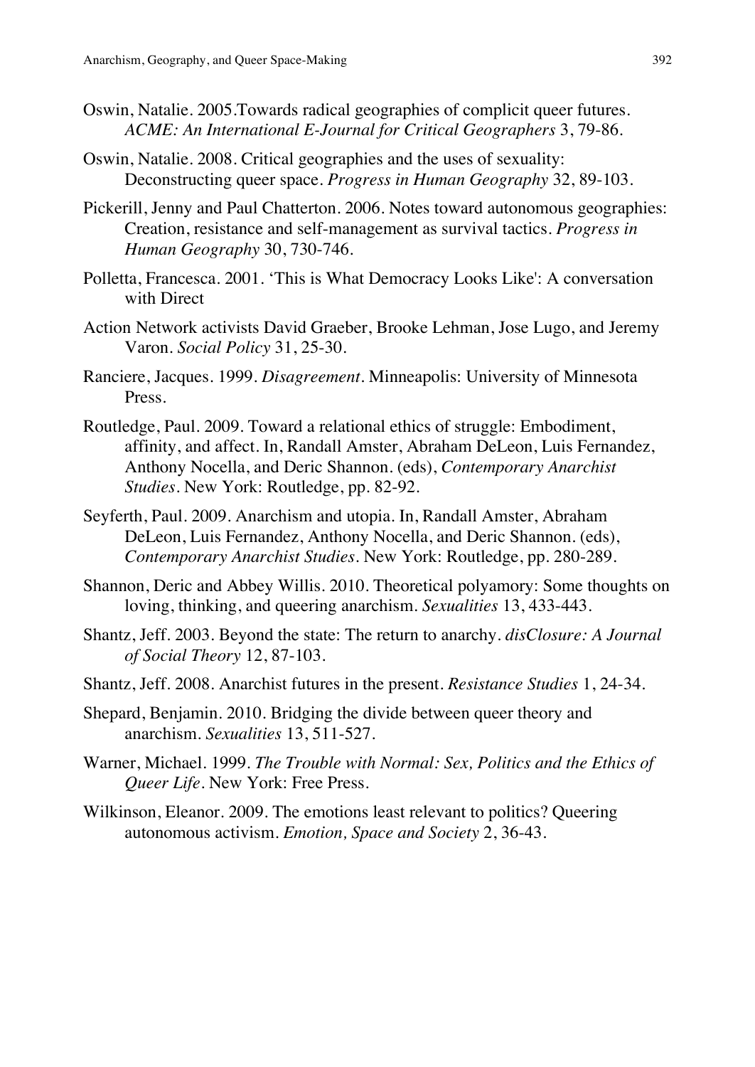Oswin, Natalie. 2005.Towards radical geographies of complicit queer futures. *ACME: An International E-Journal for Critical Geographers* 3, 79-86.

Oswin, Natalie. 2008. Critical geographies and the uses of sexuality: Deconstructing queer space. *Progress in Human Geography* 32, 89-103.

Pickerill, Jenny and Paul Chatterton. 2006. Notes toward autonomous geographies: Creation, resistance and self-management as survival tactics. *Progress in Human Geography* 30, 730-746.

Polletta, Francesca. 2001. 'This is What Democracy Looks Like': A conversation with Direct

Action Network activists David Graeber, Brooke Lehman, Jose Lugo, and Jeremy Varon. *Social Policy* 31, 25-30.

Ranciere, Jacques. 1999. *Disagreement*. Minneapolis: University of Minnesota Press.

Routledge, Paul. 2009. Toward a relational ethics of struggle: Embodiment, affinity, and affect. In, Randall Amster, Abraham DeLeon, Luis Fernandez, Anthony Nocella, and Deric Shannon. (eds), *Contemporary Anarchist Studies*. New York: Routledge, pp. 82-92.

Seyferth, Paul. 2009. Anarchism and utopia. In, Randall Amster, Abraham DeLeon, Luis Fernandez, Anthony Nocella, and Deric Shannon. (eds), *Contemporary Anarchist Studies*. New York: Routledge, pp. 280-289.

Shannon, Deric and Abbey Willis. 2010. Theoretical polyamory: Some thoughts on loving, thinking, and queering anarchism. *Sexualities* 13, 433-443.

Shantz, Jeff. 2003. Beyond the state: The return to anarchy. *disClosure: A Journal of Social Theory* 12, 87-103.

Shantz, Jeff. 2008. Anarchist futures in the present. *Resistance Studies* 1, 24-34.

Shepard, Benjamin. 2010. Bridging the divide between queer theory and anarchism. *Sexualities* 13, 511-527.

Warner, Michael. 1999. *The Trouble with Normal: Sex, Politics and the Ethics of Queer Life*. New York: Free Press.

Wilkinson, Eleanor. 2009. The emotions least relevant to politics? Queering autonomous activism. *Emotion, Space and Society* 2, 36-43.